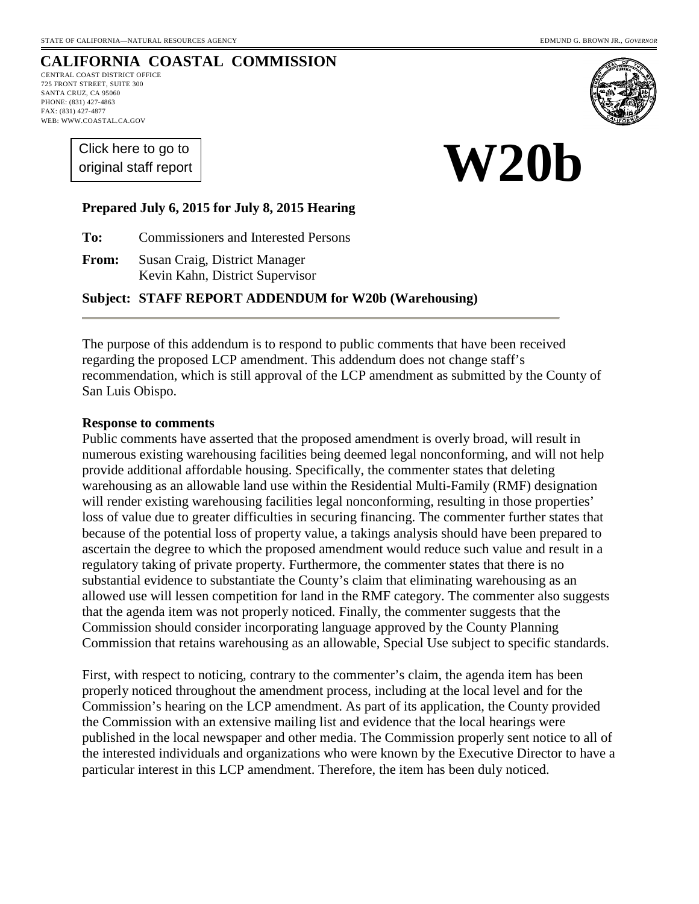STATE OF CALIFORNIA—NATURAL RESOURCES AGENCY EDMUND G. BROWN JR., *GOVERNOR*

# CALIFORNIA COASTAL COMMISSION

CENTRAL COAST DISTRICT OFFICE
725 FRONT STREET, SUITE 300
SANTA CRUZ, CA 95060
PHONE: (831) 427-4863
FAX: (831) 427-4877
WEB: WWW.COASTAL.CA.GOV

Click here to go to original staff report

# W20b

**Prepared July 6, 2015 for July 8, 2015 Hearing**

**To:** Commissioners and Interested Persons

**From:** Susan Craig, District Manager
Kevin Kahn, District Supervisor

**Subject: STAFF REPORT ADDENDUM for W20b (Warehousing)**

---

The purpose of this addendum is to respond to public comments that have been received regarding the proposed LCP amendment. This addendum does not change staff's recommendation, which is still approval of the LCP amendment as submitted by the County of San Luis Obispo.

**Response to comments**

Public comments have asserted that the proposed amendment is overly broad, will result in numerous existing warehousing facilities being deemed legal nonconforming, and will not help provide additional affordable housing. Specifically, the commenter states that deleting warehousing as an allowable land use within the Residential Multi-Family (RMF) designation will render existing warehousing facilities legal nonconforming, resulting in those properties' loss of value due to greater difficulties in securing financing. The commenter further states that because of the potential loss of property value, a takings analysis should have been prepared to ascertain the degree to which the proposed amendment would reduce such value and result in a regulatory taking of private property. Furthermore, the commenter states that there is no substantial evidence to substantiate the County's claim that eliminating warehousing as an allowed use will lessen competition for land in the RMF category. The commenter also suggests that the agenda item was not properly noticed. Finally, the commenter suggests that the Commission should consider incorporating language approved by the County Planning Commission that retains warehousing as an allowable, Special Use subject to specific standards.

First, with respect to noticing, contrary to the commenter's claim, the agenda item has been properly noticed throughout the amendment process, including at the local level and for the Commission's hearing on the LCP amendment. As part of its application, the County provided the Commission with an extensive mailing list and evidence that the local hearings were published in the local newspaper and other media. The Commission properly sent notice to all of the interested individuals and organizations who were known by the Executive Director to have a particular interest in this LCP amendment. Therefore, the item has been duly noticed.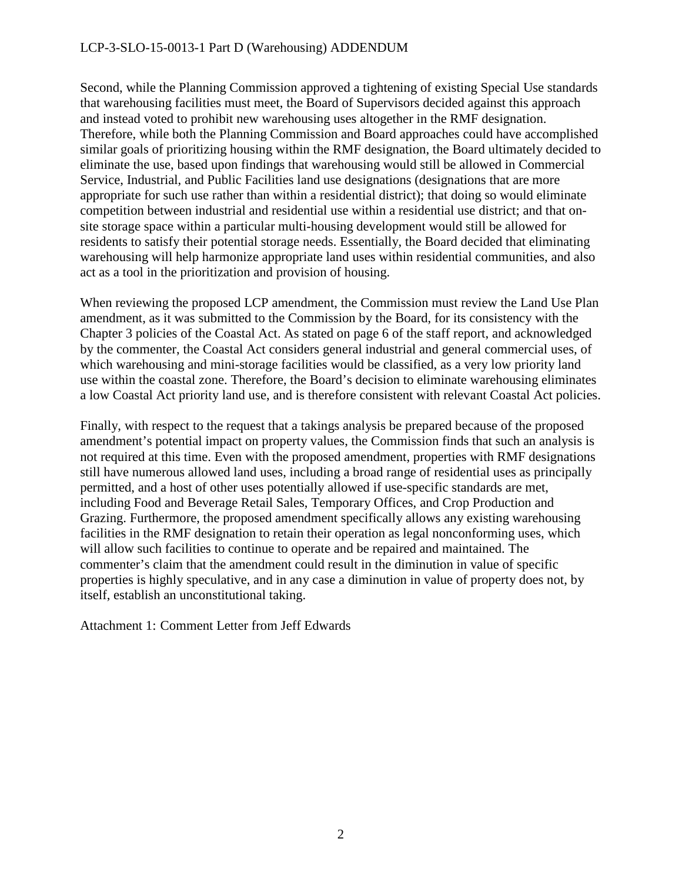Second, while the Planning Commission approved a tightening of existing Special Use standards that warehousing facilities must meet, the Board of Supervisors decided against this approach and instead voted to prohibit new warehousing uses altogether in the RMF designation. Therefore, while both the Planning Commission and Board approaches could have accomplished similar goals of prioritizing housing within the RMF designation, the Board ultimately decided to eliminate the use, based upon findings that warehousing would still be allowed in Commercial Service, Industrial, and Public Facilities land use designations (designations that are more appropriate for such use rather than within a residential district); that doing so would eliminate competition between industrial and residential use within a residential use district; and that on-site storage space within a particular multi-housing development would still be allowed for residents to satisfy their potential storage needs. Essentially, the Board decided that eliminating warehousing will help harmonize appropriate land uses within residential communities, and also act as a tool in the prioritization and provision of housing.

When reviewing the proposed LCP amendment, the Commission must review the Land Use Plan amendment, as it was submitted to the Commission by the Board, for its consistency with the Chapter 3 policies of the Coastal Act. As stated on page 6 of the staff report, and acknowledged by the commenter, the Coastal Act considers general industrial and general commercial uses, of which warehousing and mini-storage facilities would be classified, as a very low priority land use within the coastal zone. Therefore, the Board's decision to eliminate warehousing eliminates a low Coastal Act priority land use, and is therefore consistent with relevant Coastal Act policies.

Finally, with respect to the request that a takings analysis be prepared because of the proposed amendment's potential impact on property values, the Commission finds that such an analysis is not required at this time. Even with the proposed amendment, properties with RMF designations still have numerous allowed land uses, including a broad range of residential uses as principally permitted, and a host of other uses potentially allowed if use-specific standards are met, including Food and Beverage Retail Sales, Temporary Offices, and Crop Production and Grazing. Furthermore, the proposed amendment specifically allows any existing warehousing facilities in the RMF designation to retain their operation as legal nonconforming uses, which will allow such facilities to continue to operate and be repaired and maintained. The commenter's claim that the amendment could result in the diminution in value of specific properties is highly speculative, and in any case a diminution in value of property does not, by itself, establish an unconstitutional taking.

Attachment 1: Comment Letter from Jeff Edwards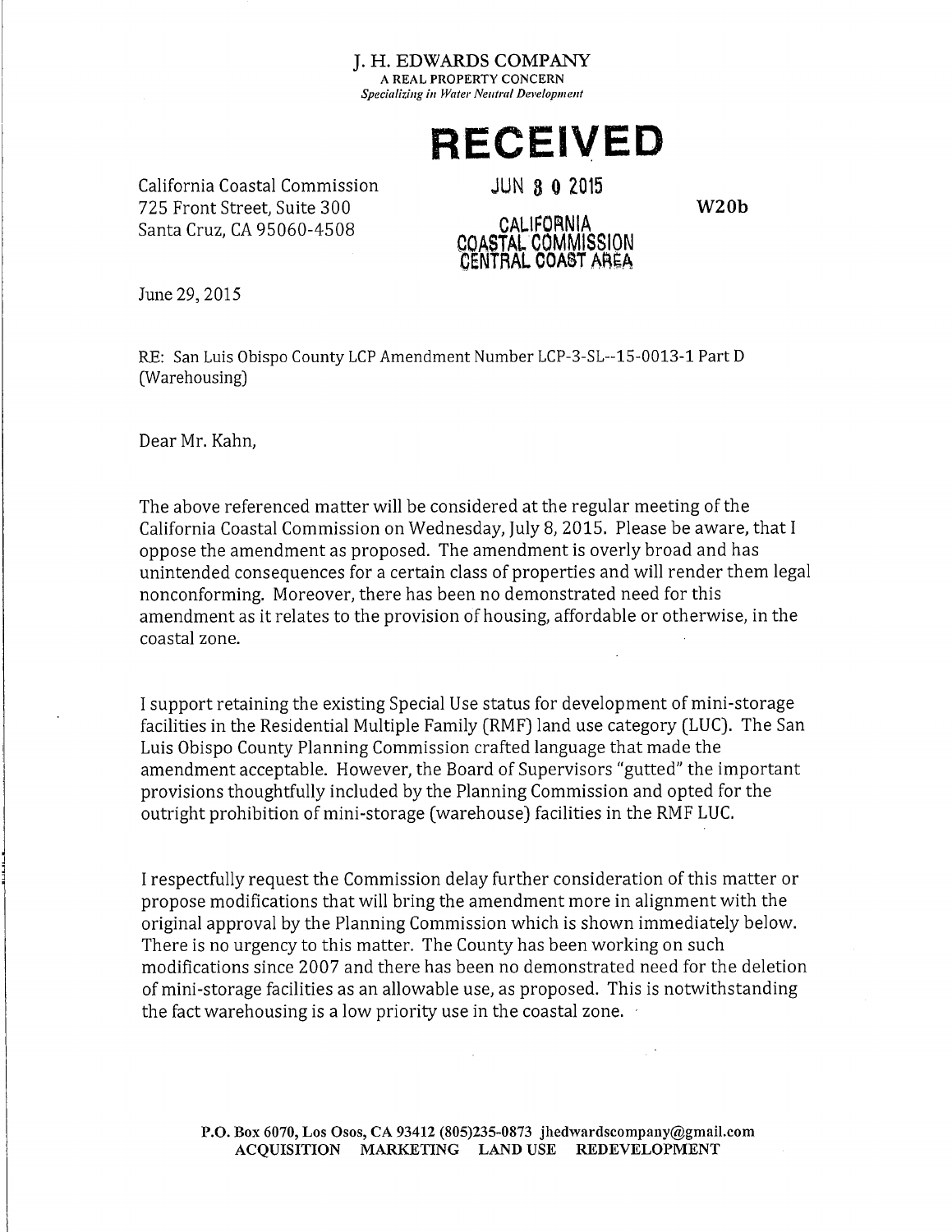J. H. EDWARDS COMPANY
A REAL PROPERTY CONCERN
*Specializing in Water Neutral Development*

**RECEIVED**

JUN 30 2015

CALIFORNIA
COASTAL COMMISSION
CENTRAL COAST AREA

**W20b**

California Coastal Commission
725 Front Street, Suite 300
Santa Cruz, CA 95060-4508

June 29, 2015

RE: San Luis Obispo County LCP Amendment Number LCP-3-SL--15-0013-1 Part D (Warehousing)

Dear Mr. Kahn,

The above referenced matter will be considered at the regular meeting of the California Coastal Commission on Wednesday, July 8, 2015. Please be aware, that I oppose the amendment as proposed. The amendment is overly broad and has unintended consequences for a certain class of properties and will render them legal nonconforming. Moreover, there has been no demonstrated need for this amendment as it relates to the provision of housing, affordable or otherwise, in the coastal zone.

I support retaining the existing Special Use status for development of mini-storage facilities in the Residential Multiple Family (RMF) land use category (LUC). The San Luis Obispo County Planning Commission crafted language that made the amendment acceptable. However, the Board of Supervisors "gutted" the important provisions thoughtfully included by the Planning Commission and opted for the outright prohibition of mini-storage (warehouse) facilities in the RMF LUC.

I respectfully request the Commission delay further consideration of this matter or propose modifications that will bring the amendment more in alignment with the original approval by the Planning Commission which is shown immediately below. There is no urgency to this matter. The County has been working on such modifications since 2007 and there has been no demonstrated need for the deletion of mini-storage facilities as an allowable use, as proposed. This is notwithstanding the fact warehousing is a low priority use in the coastal zone.

**P.O. Box 6070, Los Osos, CA 93412 (805)235-0873 jhedwardscompany@gmail.com**
**ACQUISITION MARKETING LAND USE REDEVELOPMENT**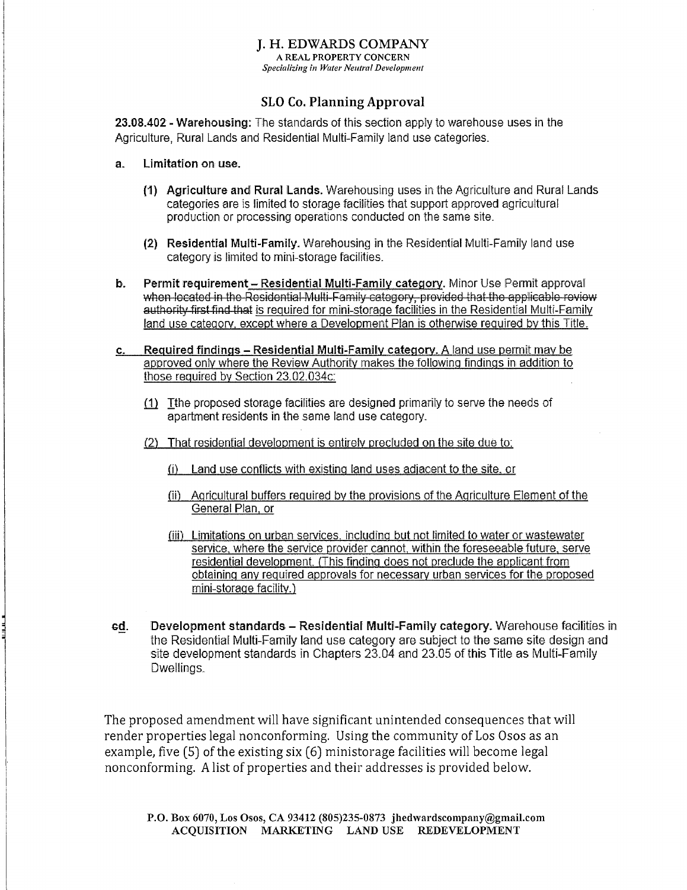J. H. EDWARDS COMPANY
A REAL PROPERTY CONCERN
*Specializing in Water Neutral Development*

## SLO Co. Planning Approval

**23.08.402 - Warehousing:** The standards of this section apply to warehouse uses in the Agriculture, Rural Lands and Residential Multi-Family land use categories.

**a. Limitation on use.**

**(1) Agriculture and Rural Lands.** Warehousing uses in the Agriculture and Rural Lands categories are is limited to storage facilities that support approved agricultural production or processing operations conducted on the same site.

**(2) Residential Multi-Family.** Warehousing in the Residential Multi-Family land use category is limited to mini-storage facilities.

**b. Permit requirement – Residential Multi-Family category.** Minor Use Permit approval ~~when located in the Residential Multi-Family category, provided that the applicable review authority first find that~~ is required for mini-storage facilities in the Residential Multi-Family land use category, except where a Development Plan is otherwise required by this Title.

**c. Required findings – Residential Multi-Family category.** A land use permit may be approved only where the Review Authority makes the following findings in addition to those required by Section 23.02.034c:

(1) Tthe proposed storage facilities are designed primarily to serve the needs of apartment residents in the same land use category.

(2) That residential development is entirely precluded on the site due to:

(i) Land use conflicts with existing land uses adjacent to the site, or

(ii) Agricultural buffers required by the provisions of the Agriculture Element of the General Plan, or

(iii) Limitations on urban services, including but not limited to water or wastewater service, where the service provider cannot, within the foreseeable future, serve residential development. (This finding does not preclude the applicant from obtaining any required approvals for necessary urban services for the proposed mini-storage facility.)

**~~c~~d. Development standards – Residential Multi-Family category.** Warehouse facilities in the Residential Multi-Family land use category are subject to the same site design and site development standards in Chapters 23.04 and 23.05 of this Title as Multi-Family Dwellings.

The proposed amendment will have significant unintended consequences that will render properties legal nonconforming. Using the community of Los Osos as an example, five (5) of the existing six (6) ministorage facilities will become legal nonconforming. A list of properties and their addresses is provided below.

P.O. Box 6070, Los Osos, CA 93412 (805)235-0873 jhedwardscompany@gmail.com
ACQUISITION MARKETING LAND USE REDEVELOPMENT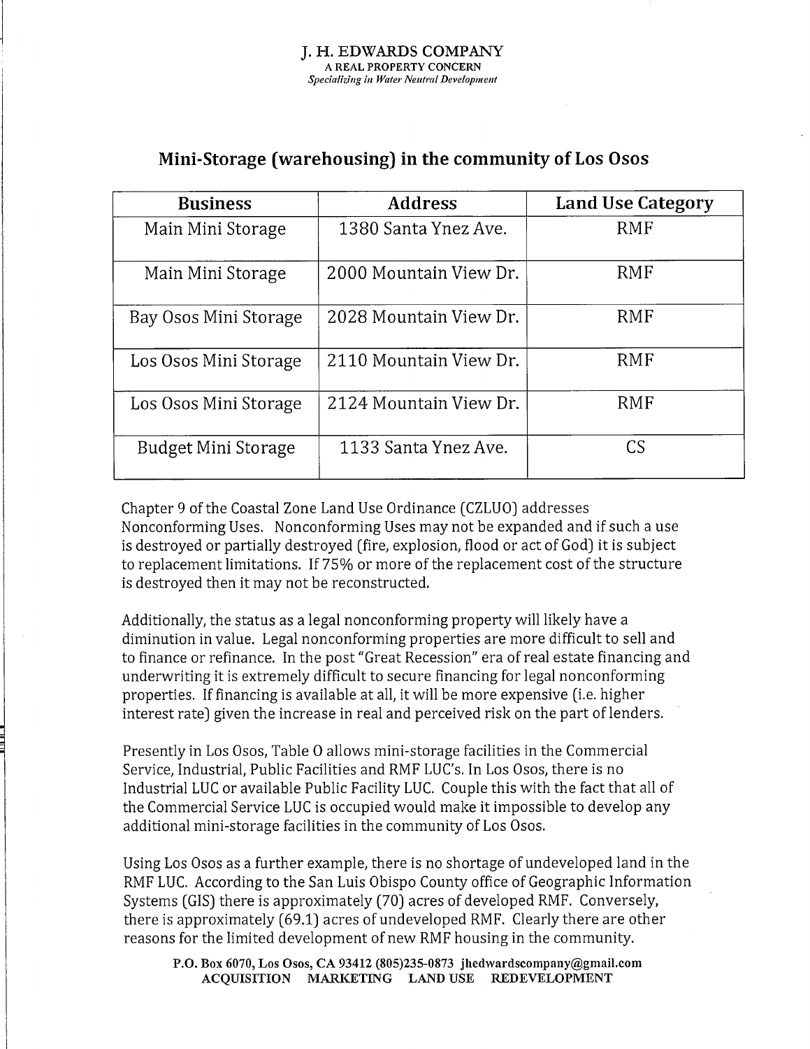J. H. EDWARDS COMPANY
A REAL PROPERTY CONCERN
*Specializing in Water Neutral Development*

## Mini-Storage (warehousing) in the community of Los Osos

| Business | Address | Land Use Category |
|---|---|---|
| Main Mini Storage | 1380 Santa Ynez Ave. | RMF |
| Main Mini Storage | 2000 Mountain View Dr. | RMF |
| Bay Osos Mini Storage | 2028 Mountain View Dr. | RMF |
| Los Osos Mini Storage | 2110 Mountain View Dr. | RMF |
| Los Osos Mini Storage | 2124 Mountain View Dr. | RMF |
| Budget Mini Storage | 1133 Santa Ynez Ave. | CS |

Chapter 9 of the Coastal Zone Land Use Ordinance (CZLUO) addresses Nonconforming Uses. Nonconforming Uses may not be expanded and if such a use is destroyed or partially destroyed (fire, explosion, flood or act of God) it is subject to replacement limitations. If 75% or more of the replacement cost of the structure is destroyed then it may not be reconstructed.

Additionally, the status as a legal nonconforming property will likely have a diminution in value. Legal nonconforming properties are more difficult to sell and to finance or refinance. In the post "Great Recession" era of real estate financing and underwriting it is extremely difficult to secure financing for legal nonconforming properties. If financing is available at all, it will be more expensive (i.e. higher interest rate) given the increase in real and perceived risk on the part of lenders.

Presently in Los Osos, Table O allows mini-storage facilities in the Commercial Service, Industrial, Public Facilities and RMF LUC's. In Los Osos, there is no Industrial LUC or available Public Facility LUC. Couple this with the fact that all of the Commercial Service LUC is occupied would make it impossible to develop any additional mini-storage facilities in the community of Los Osos.

Using Los Osos as a further example, there is no shortage of undeveloped land in the RMF LUC. According to the San Luis Obispo County office of Geographic Information Systems (GIS) there is approximately (70) acres of developed RMF. Conversely, there is approximately (69.1) acres of undeveloped RMF. Clearly there are other reasons for the limited development of new RMF housing in the community.

P.O. Box 6070, Los Osos, CA 93412 (805)235-0873 jhedwardscompany@gmail.com
ACQUISITION MARKETING LAND USE REDEVELOPMENT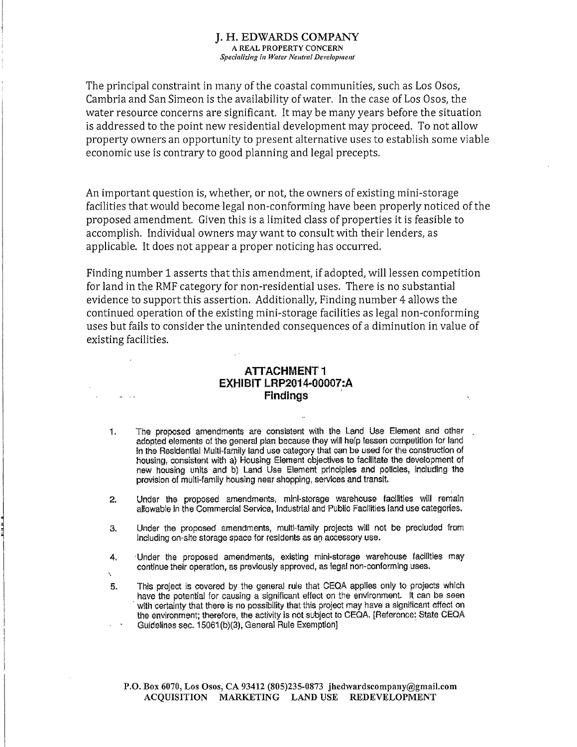The principal constraint in many of the coastal communities, such as Los Osos, Cambria and San Simeon is the availability of water. In the case of Los Osos, the water resource concerns are significant. It may be many years before the situation is addressed to the point new residential development may proceed. To not allow property owners an opportunity to present alternative uses to establish some viable economic use is contrary to good planning and legal precepts.

An important question is, whether, or not, the owners of existing mini-storage facilities that would become legal non-conforming have been properly noticed of the proposed amendment. Given this is a limited class of properties it is feasible to accomplish. Individual owners may want to consult with their lenders, as applicable. It does not appear a proper noticing has occurred.

Finding number 1 asserts that this amendment, if adopted, will lessen competition for land in the RMF category for non-residential uses. There is no substantial evidence to support this assertion. Additionally, Finding number 4 allows the continued operation of the existing mini-storage facilities as legal non-conforming uses but fails to consider the unintended consequences of a diminution in value of existing facilities.

## ATTACHMENT 1
## EXHIBIT LRP2014-00007:A
## Findings

1. The proposed amendments are consistent with the Land Use Element and other adopted elements of the general plan because they will help lessen competition for land in the Residential Multi-family land use category that can be used for the construction of housing, consistent with a) Housing Element objectives to facilitate the development of new housing units and b) Land Use Element principles and policies, including the provision of multi-family housing near shopping, services and transit.

2. Under the proposed amendments, mini-storage warehouse facilities will remain allowable in the Commercial Service, Industrial and Public Facilities land use categories.

3. Under the proposed amendments, multi-family projects will not be precluded from including on-site storage space for residents as an accessory use.

4. Under the proposed amendments, existing mini-storage warehouse facilities may continue their operation, as previously approved, as legal non-conforming uses.

5. This project is covered by the general rule that CEQA applies only to projects which have the potential for causing a significant effect on the environment. It can be seen with certainty that there is no possibility that this project may have a significant effect on the environment; therefore, the activity is not subject to CEQA. [Reference: State CEQA Guidelines sec. 15061(b)(3), General Rule Exemption]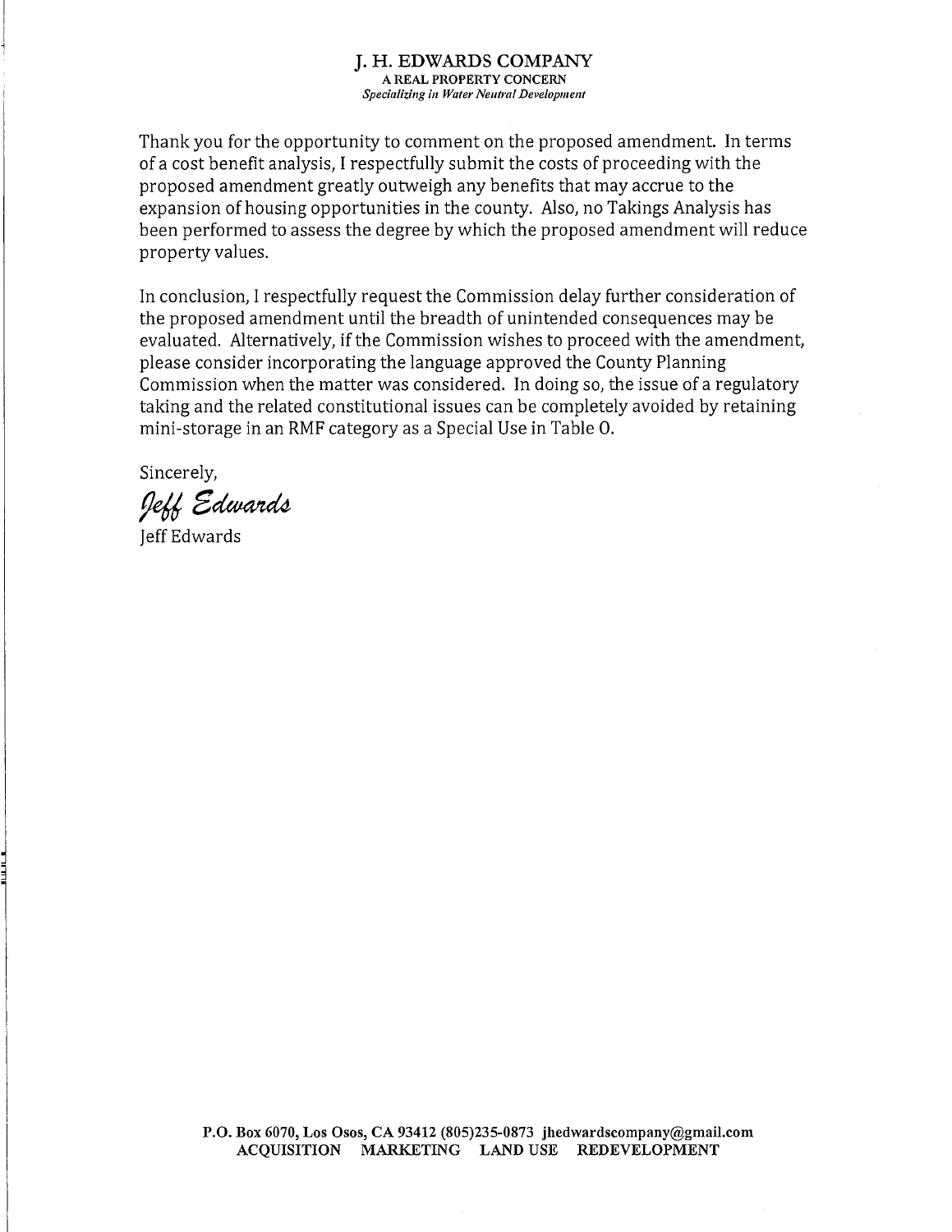J. H. EDWARDS COMPANY
A REAL PROPERTY CONCERN
*Specializing in Water Neutral Development*

Thank you for the opportunity to comment on the proposed amendment. In terms of a cost benefit analysis, I respectfully submit the costs of proceeding with the proposed amendment greatly outweigh any benefits that may accrue to the expansion of housing opportunities in the county. Also, no Takings Analysis has been performed to assess the degree by which the proposed amendment will reduce property values.

In conclusion, I respectfully request the Commission delay further consideration of the proposed amendment until the breadth of unintended consequences may be evaluated. Alternatively, if the Commission wishes to proceed with the amendment, please consider incorporating the language approved the County Planning Commission when the matter was considered. In doing so, the issue of a regulatory taking and the related constitutional issues can be completely avoided by retaining mini-storage in an RMF category as a Special Use in Table O.

Sincerely,

*Jeff Edwards*

Jeff Edwards

P.O. Box 6070, Los Osos, CA 93412 (805)235-0873 jhedwardscompany@gmail.com
ACQUISITION MARKETING LAND USE REDEVELOPMENT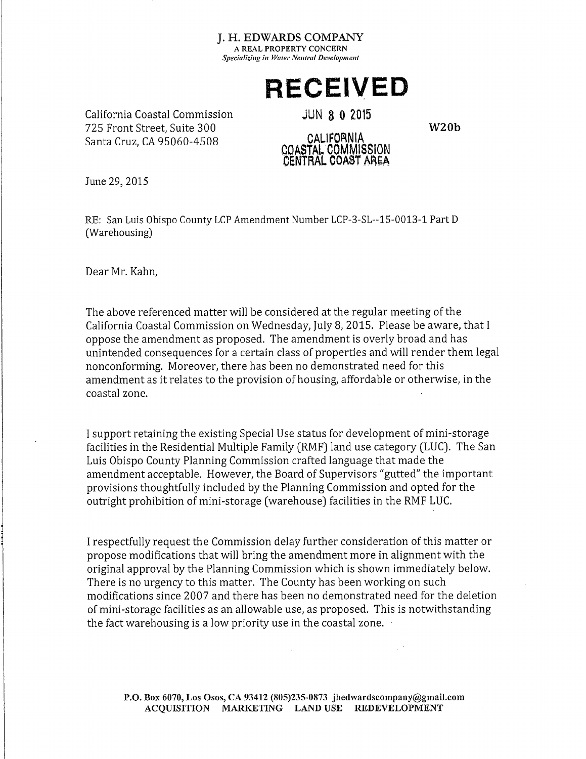J. H. EDWARDS COMPANY
A REAL PROPERTY CONCERN
*Specializing in Water Neutral Development*

**RECEIVED**

JUN 3 0 2015

CALIFORNIA
COASTAL COMMISSION
CENTRAL COAST AREA

California Coastal Commission
725 Front Street, Suite 300
Santa Cruz, CA 95060-4508

**W20b**

June 29, 2015

RE: San Luis Obispo County LCP Amendment Number LCP-3-SL--15-0013-1 Part D (Warehousing)

Dear Mr. Kahn,

The above referenced matter will be considered at the regular meeting of the California Coastal Commission on Wednesday, July 8, 2015. Please be aware, that I oppose the amendment as proposed. The amendment is overly broad and has unintended consequences for a certain class of properties and will render them legal nonconforming. Moreover, there has been no demonstrated need for this amendment as it relates to the provision of housing, affordable or otherwise, in the coastal zone.

I support retaining the existing Special Use status for development of mini-storage facilities in the Residential Multiple Family (RMF) land use category (LUC). The San Luis Obispo County Planning Commission crafted language that made the amendment acceptable. However, the Board of Supervisors "gutted" the important provisions thoughtfully included by the Planning Commission and opted for the outright prohibition of mini-storage (warehouse) facilities in the RMF LUC.

I respectfully request the Commission delay further consideration of this matter or propose modifications that will bring the amendment more in alignment with the original approval by the Planning Commission which is shown immediately below. There is no urgency to this matter. The County has been working on such modifications since 2007 and there has been no demonstrated need for the deletion of mini-storage facilities as an allowable use, as proposed. This is notwithstanding the fact warehousing is a low priority use in the coastal zone.

**P.O. Box 6070, Los Osos, CA 93412 (805)235-0873 jhedwardscompany@gmail.com**
**ACQUISITION MARKETING LAND USE REDEVELOPMENT**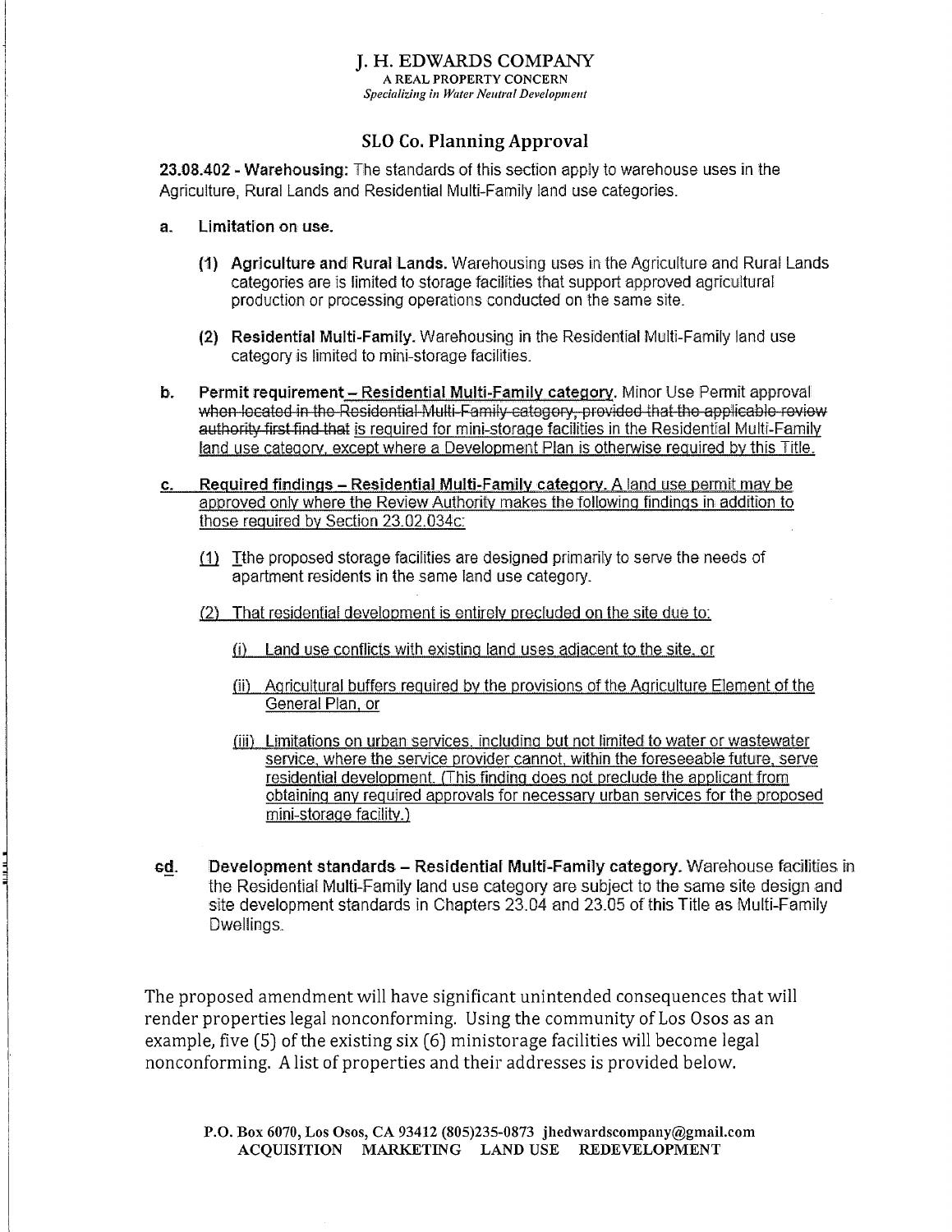J. H. EDWARDS COMPANY
A REAL PROPERTY CONCERN
*Specializing in Water Neutral Development*

## SLO Co. Planning Approval

**23.08.402 - Warehousing:** The standards of this section apply to warehouse uses in the Agriculture, Rural Lands and Residential Multi-Family land use categories.

**a. Limitation on use.**

**(1) Agriculture and Rural Lands.** Warehousing uses in the Agriculture and Rural Lands categories are ~~is~~ limited to storage facilities that support approved agricultural production or processing operations conducted on the same site.

**(2) Residential Multi-Family.** Warehousing in the Residential Multi-Family land use category is limited to mini-storage facilities.

**b. Permit requirement – Residential Multi-Family category.** Minor Use Permit approval ~~when located in the Residential Multi-Family category, provided that the applicable review authority first find that~~ is required for mini-storage facilities in the Residential Multi-Family land use category, except where a Development Plan is otherwise required by this Title.

**c. Required findings – Residential Multi-Family category.** A land use permit may be approved only where the Review Authority makes the following findings in addition to those required by Section 23.02.034c:

(1) ~~t~~The proposed storage facilities are designed primarily to serve the needs of apartment residents in the same land use category.

(2) That residential development is entirely precluded on the site due to:

(i) Land use conflicts with existing land uses adjacent to the site, or

(ii) Agricultural buffers required by the provisions of the Agriculture Element of the General Plan, or

(iii) Limitations on urban services, including but not limited to water or wastewater service, where the service provider cannot, within the foreseeable future, serve residential development. (This finding does not preclude the applicant from obtaining any required approvals for necessary urban services for the proposed mini-storage facility.)

**~~c~~d. Development standards – Residential Multi-Family category.** Warehouse facilities in the Residential Multi-Family land use category are subject to the same site design and site development standards in Chapters 23.04 and 23.05 of this Title as Multi-Family Dwellings.

The proposed amendment will have significant unintended consequences that will render properties legal nonconforming. Using the community of Los Osos as an example, five (5) of the existing six (6) ministorage facilities will become legal nonconforming. A list of properties and their addresses is provided below.

P.O. Box 6070, Los Osos, CA 93412 (805)235-0873 jhedwardscompany@gmail.com
ACQUISITION MARKETING LAND USE REDEVELOPMENT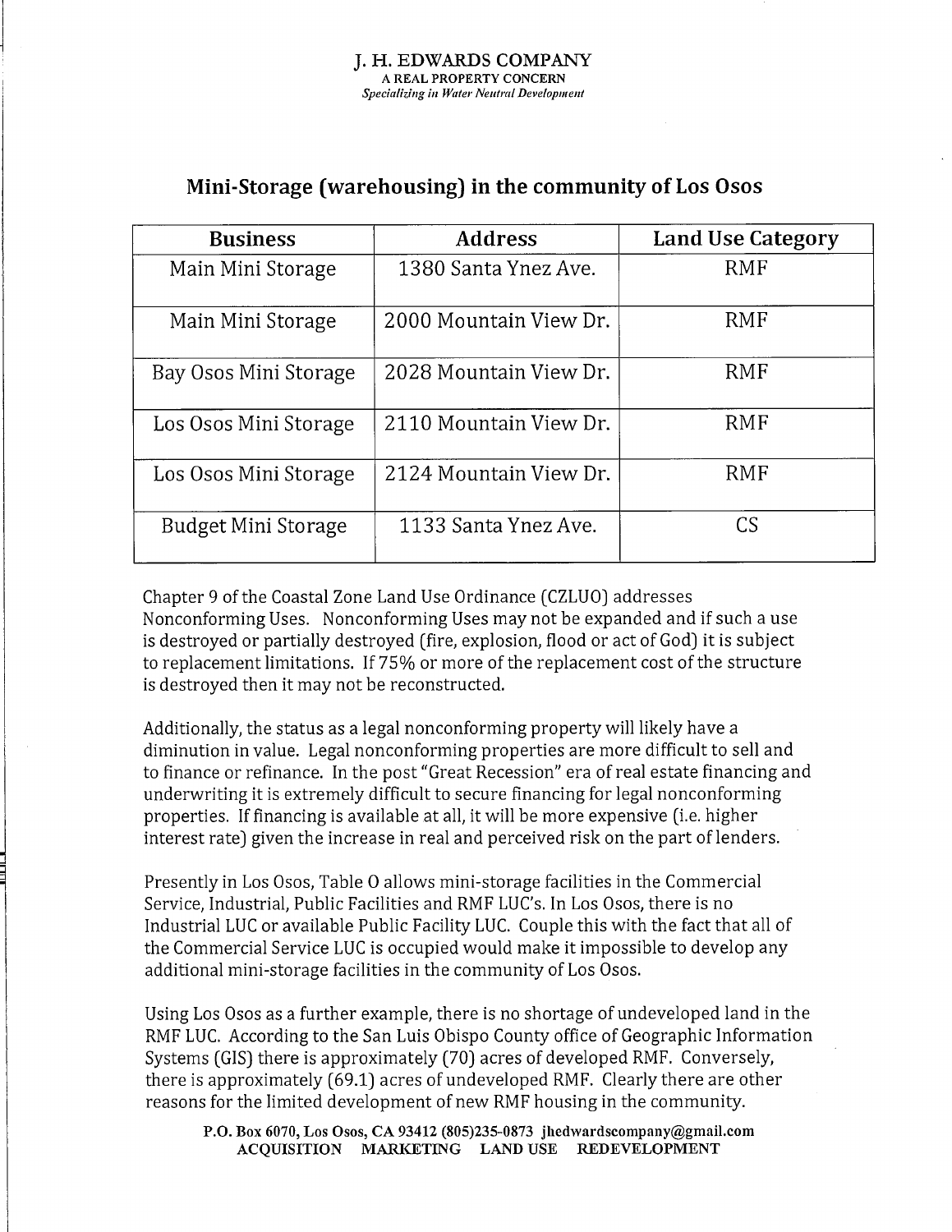J. H. EDWARDS COMPANY
A REAL PROPERTY CONCERN
*Specializing in Water Neutral Development*

## Mini-Storage (warehousing) in the community of Los Osos

| Business | Address | Land Use Category |
|---|---|---|
| Main Mini Storage | 1380 Santa Ynez Ave. | RMF |
| Main Mini Storage | 2000 Mountain View Dr. | RMF |
| Bay Osos Mini Storage | 2028 Mountain View Dr. | RMF |
| Los Osos Mini Storage | 2110 Mountain View Dr. | RMF |
| Los Osos Mini Storage | 2124 Mountain View Dr. | RMF |
| Budget Mini Storage | 1133 Santa Ynez Ave. | CS |

Chapter 9 of the Coastal Zone Land Use Ordinance (CZLUO) addresses Nonconforming Uses. Nonconforming Uses may not be expanded and if such a use is destroyed or partially destroyed (fire, explosion, flood or act of God) it is subject to replacement limitations. If 75% or more of the replacement cost of the structure is destroyed then it may not be reconstructed.

Additionally, the status as a legal nonconforming property will likely have a diminution in value. Legal nonconforming properties are more difficult to sell and to finance or refinance. In the post "Great Recession" era of real estate financing and underwriting it is extremely difficult to secure financing for legal nonconforming properties. If financing is available at all, it will be more expensive (i.e. higher interest rate) given the increase in real and perceived risk on the part of lenders.

Presently in Los Osos, Table O allows mini-storage facilities in the Commercial Service, Industrial, Public Facilities and RMF LUC's. In Los Osos, there is no Industrial LUC or available Public Facility LUC. Couple this with the fact that all of the Commercial Service LUC is occupied would make it impossible to develop any additional mini-storage facilities in the community of Los Osos.

Using Los Osos as a further example, there is no shortage of undeveloped land in the RMF LUC. According to the San Luis Obispo County office of Geographic Information Systems (GIS) there is approximately (70) acres of developed RMF. Conversely, there is approximately (69.1) acres of undeveloped RMF. Clearly there are other reasons for the limited development of new RMF housing in the community.

P.O. Box 6070, Los Osos, CA 93412 (805)235-0873 jhedwardscompany@gmail.com
ACQUISITION MARKETING LAND USE REDEVELOPMENT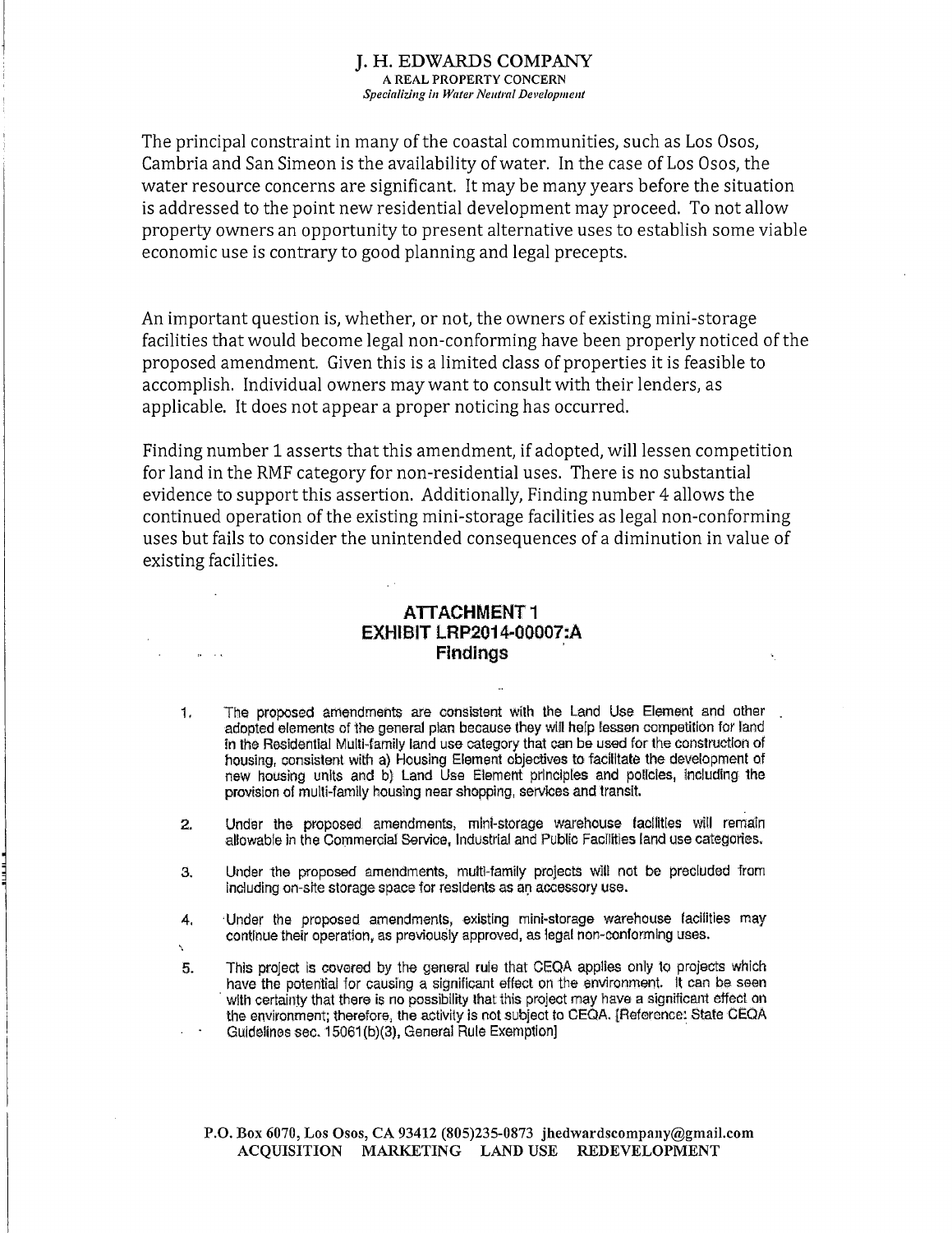The principal constraint in many of the coastal communities, such as Los Osos, Cambria and San Simeon is the availability of water. In the case of Los Osos, the water resource concerns are significant. It may be many years before the situation is addressed to the point new residential development may proceed. To not allow property owners an opportunity to present alternative uses to establish some viable economic use is contrary to good planning and legal precepts.

An important question is, whether, or not, the owners of existing mini-storage facilities that would become legal non-conforming have been properly noticed of the proposed amendment. Given this is a limited class of properties it is feasible to accomplish. Individual owners may want to consult with their lenders, as applicable. It does not appear a proper noticing has occurred.

Finding number 1 asserts that this amendment, if adopted, will lessen competition for land in the RMF category for non-residential uses. There is no substantial evidence to support this assertion. Additionally, Finding number 4 allows the continued operation of the existing mini-storage facilities as legal non-conforming uses but fails to consider the unintended consequences of a diminution in value of existing facilities.

## ATTACHMENT 1
## EXHIBIT LRP2014-00007:A
## Findings

1. The proposed amendments are consistent with the Land Use Element and other adopted elements of the general plan because they will help lessen competition for land in the Residential Multi-family land use category that can be used for the construction of housing, consistent with a) Housing Element objectives to facilitate the development of new housing units and b) Land Use Element principles and policies, including the provision of multi-family housing near shopping, services and transit.

2. Under the proposed amendments, mini-storage warehouse facilities will remain allowable in the Commercial Service, Industrial and Public Facilities land use categories.

3. Under the proposed amendments, multi-family projects will not be precluded from including on-site storage space for residents as an accessory use.

4. Under the proposed amendments, existing mini-storage warehouse facilities may continue their operation, as previously approved, as legal non-conforming uses.

5. This project is covered by the general rule that CEQA applies only to projects which have the potential for causing a significant effect on the environment. It can be seen with certainty that there is no possibility that this project may have a significant effect on the environment; therefore, the activity is not subject to CEQA. [Reference: State CEQA Guidelines sec. 15061(b)(3), General Rule Exemption]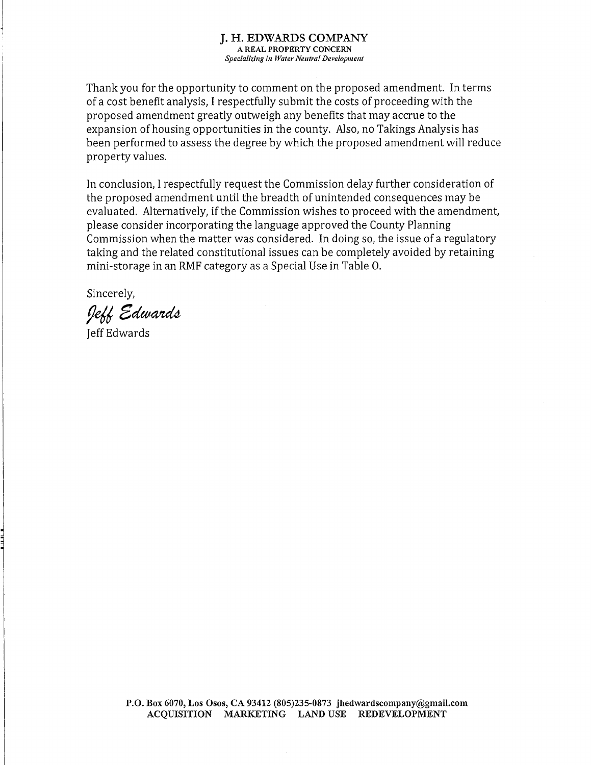**J. H. EDWARDS COMPANY**
**A REAL PROPERTY CONCERN**
*Specializing in Water Neutral Development*

Thank you for the opportunity to comment on the proposed amendment. In terms of a cost benefit analysis, I respectfully submit the costs of proceeding with the proposed amendment greatly outweigh any benefits that may accrue to the expansion of housing opportunities in the county. Also, no Takings Analysis has been performed to assess the degree by which the proposed amendment will reduce property values.

In conclusion, I respectfully request the Commission delay further consideration of the proposed amendment until the breadth of unintended consequences may be evaluated. Alternatively, if the Commission wishes to proceed with the amendment, please consider incorporating the language approved the County Planning Commission when the matter was considered. In doing so, the issue of a regulatory taking and the related constitutional issues can be completely avoided by retaining mini-storage in an RMF category as a Special Use in Table O.

Sincerely,

*Jeff Edwards*

Jeff Edwards

**P.O. Box 6070, Los Osos, CA 93412 (805)235-0873 jhedwardscompany@gmail.com**
**ACQUISITION MARKETING LAND USE REDEVELOPMENT**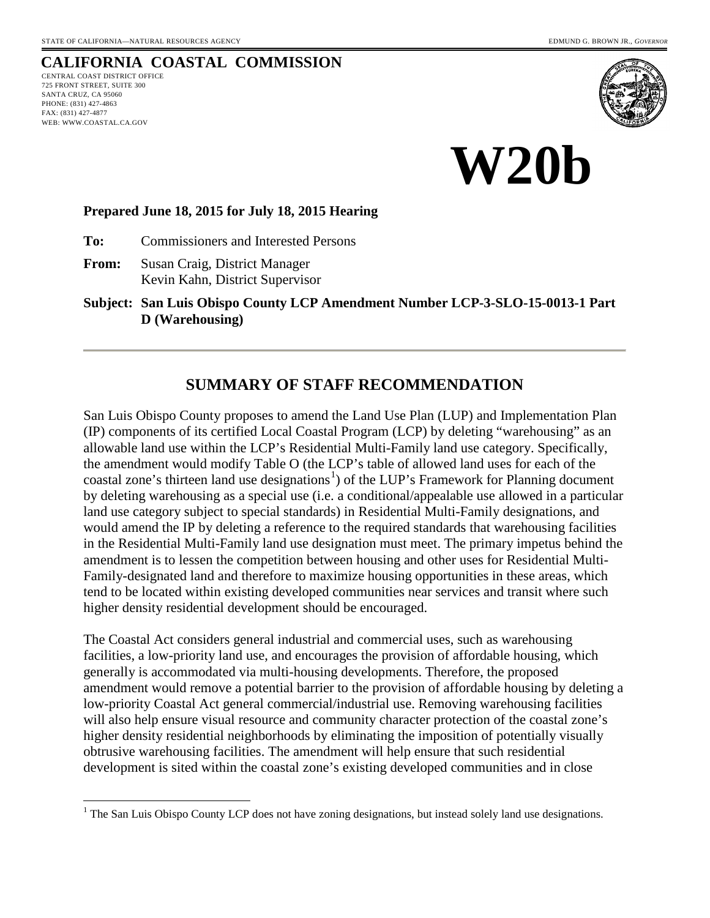STATE OF CALIFORNIA—NATURAL RESOURCES AGENCY EDMUND G. BROWN JR., *GOVERNOR*

**CALIFORNIA COASTAL COMMISSION**

CENTRAL COAST DISTRICT OFFICE
725 FRONT STREET, SUITE 300
SANTA CRUZ, CA 95060
PHONE: (831) 427-4863
FAX: (831) 427-4877
WEB: WWW.COASTAL.CA.GOV

# W20b

**Prepared June 18, 2015 for July 18, 2015 Hearing**

**To:** Commissioners and Interested Persons

**From:** Susan Craig, District Manager
Kevin Kahn, District Supervisor

**Subject: San Luis Obispo County LCP Amendment Number LCP-3-SLO-15-0013-1 Part D (Warehousing)**

## SUMMARY OF STAFF RECOMMENDATION

San Luis Obispo County proposes to amend the Land Use Plan (LUP) and Implementation Plan (IP) components of its certified Local Coastal Program (LCP) by deleting "warehousing" as an allowable land use within the LCP's Residential Multi-Family land use category. Specifically, the amendment would modify Table O (the LCP's table of allowed land uses for each of the coastal zone's thirteen land use designations[1]) of the LUP's Framework for Planning document by deleting warehousing as a special use (i.e. a conditional/appealable use allowed in a particular land use category subject to special standards) in Residential Multi-Family designations, and would amend the IP by deleting a reference to the required standards that warehousing facilities in the Residential Multi-Family land use designation must meet. The primary impetus behind the amendment is to lessen the competition between housing and other uses for Residential Multi-Family-designated land and therefore to maximize housing opportunities in these areas, which tend to be located within existing developed communities near services and transit where such higher density residential development should be encouraged.

The Coastal Act considers general industrial and commercial uses, such as warehousing facilities, a low-priority land use, and encourages the provision of affordable housing, which generally is accommodated via multi-housing developments. Therefore, the proposed amendment would remove a potential barrier to the provision of affordable housing by deleting a low-priority Coastal Act general commercial/industrial use. Removing warehousing facilities will also help ensure visual resource and community character protection of the coastal zone's higher density residential neighborhoods by eliminating the imposition of potentially visually obtrusive warehousing facilities. The amendment will help ensure that such residential development is sited within the coastal zone's existing developed communities and in close

[1] The San Luis Obispo County LCP does not have zoning designations, but instead solely land use designations.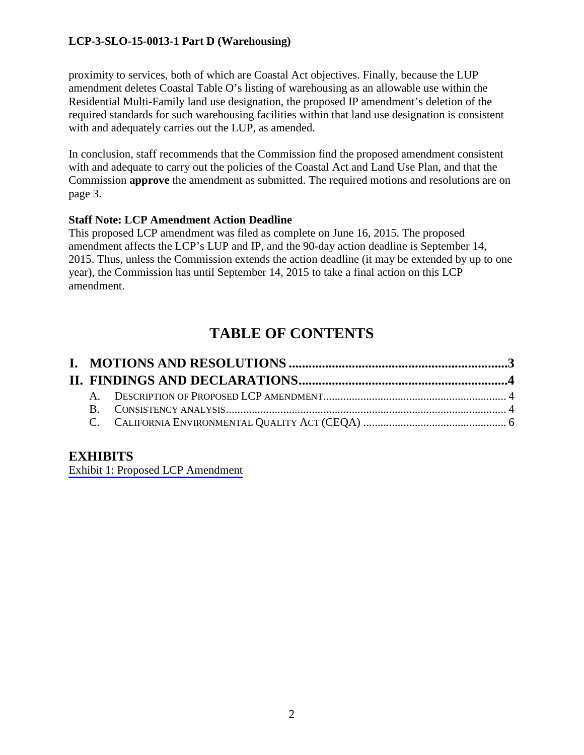proximity to services, both of which are Coastal Act objectives. Finally, because the LUP amendment deletes Coastal Table O's listing of warehousing as an allowable use within the Residential Multi-Family land use designation, the proposed IP amendment's deletion of the required standards for such warehousing facilities within that land use designation is consistent with and adequately carries out the LUP, as amended.

In conclusion, staff recommends that the Commission find the proposed amendment consistent with and adequate to carry out the policies of the Coastal Act and Land Use Plan, and that the Commission **approve** the amendment as submitted. The required motions and resolutions are on page 3.

**Staff Note: LCP Amendment Action Deadline**

This proposed LCP amendment was filed as complete on June 16, 2015. The proposed amendment affects the LCP's LUP and IP, and the 90-day action deadline is September 14, 2015. Thus, unless the Commission extends the action deadline (it may be extended by up to one year), the Commission has until September 14, 2015 to take a final action on this LCP amendment.

# TABLE OF CONTENTS

**I. MOTIONS AND RESOLUTIONS ....................................................................3**

**II. FINDINGS AND DECLARATIONS...............................................................4**

A. DESCRIPTION OF PROPOSED LCP AMENDMENT.............................................................. 4

B. CONSISTENCY ANALYSIS.................................................................................................. 4

C. CALIFORNIA ENVIRONMENTAL QUALITY ACT (CEQA) .................................................. 6

## EXHIBITS

Exhibit 1: Proposed LCP Amendment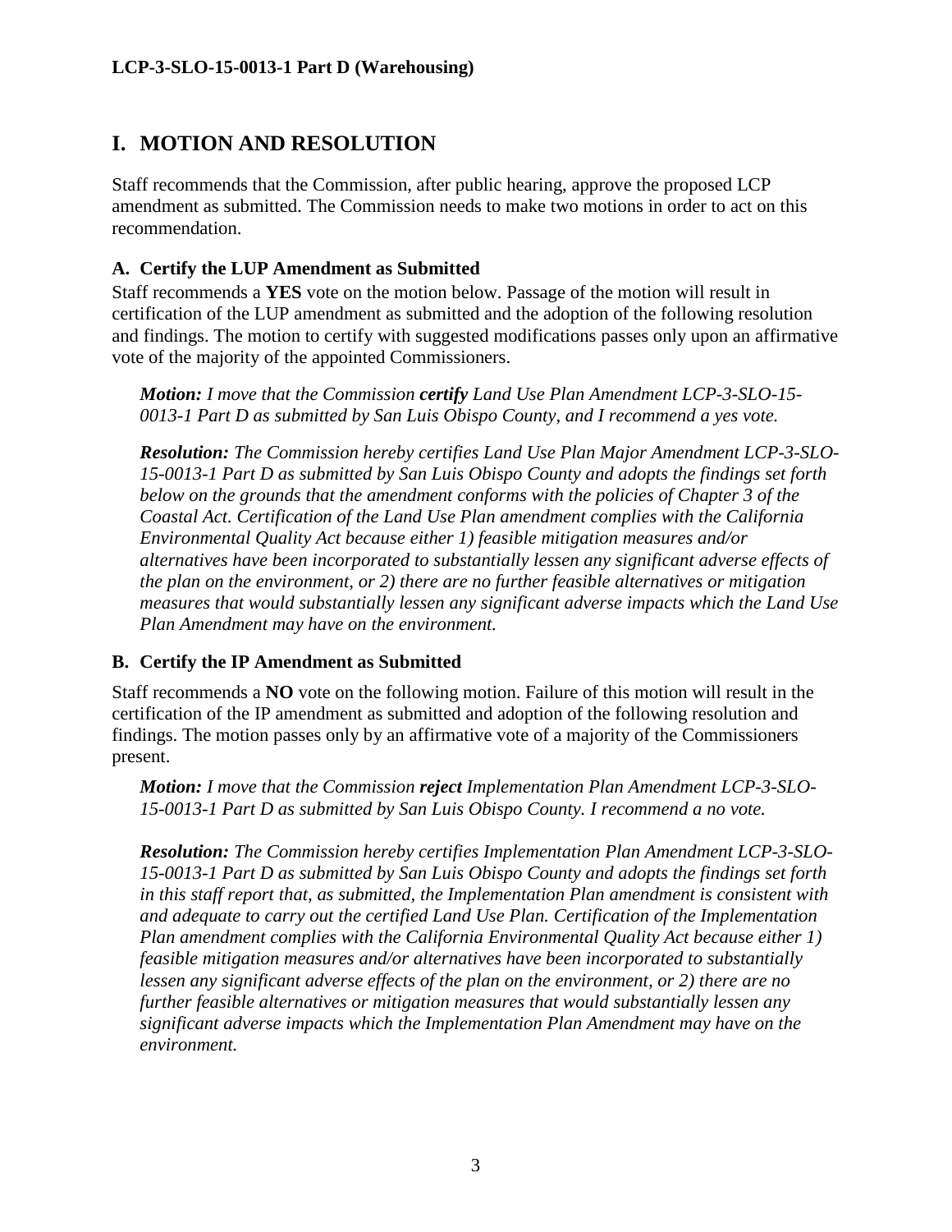# I. MOTION AND RESOLUTION

Staff recommends that the Commission, after public hearing, approve the proposed LCP amendment as submitted. The Commission needs to make two motions in order to act on this recommendation.

### A. Certify the LUP Amendment as Submitted

Staff recommends a **YES** vote on the motion below. Passage of the motion will result in certification of the LUP amendment as submitted and the adoption of the following resolution and findings. The motion to certify with suggested modifications passes only upon an affirmative vote of the majority of the appointed Commissioners.

> ***Motion:*** *I move that the Commission* ***certify*** *Land Use Plan Amendment LCP-3-SLO-15-0013-1 Part D as submitted by San Luis Obispo County, and I recommend a yes vote.*
>
> ***Resolution:*** *The Commission hereby certifies Land Use Plan Major Amendment LCP-3-SLO-15-0013-1 Part D as submitted by San Luis Obispo County and adopts the findings set forth below on the grounds that the amendment conforms with the policies of Chapter 3 of the Coastal Act. Certification of the Land Use Plan amendment complies with the California Environmental Quality Act because either 1) feasible mitigation measures and/or alternatives have been incorporated to substantially lessen any significant adverse effects of the plan on the environment, or 2) there are no further feasible alternatives or mitigation measures that would substantially lessen any significant adverse impacts which the Land Use Plan Amendment may have on the environment.*

### B. Certify the IP Amendment as Submitted

Staff recommends a **NO** vote on the following motion. Failure of this motion will result in the certification of the IP amendment as submitted and adoption of the following resolution and findings. The motion passes only by an affirmative vote of a majority of the Commissioners present.

> ***Motion:*** *I move that the Commission* ***reject*** *Implementation Plan Amendment LCP-3-SLO-15-0013-1 Part D as submitted by San Luis Obispo County. I recommend a no vote.*
>
> ***Resolution:*** *The Commission hereby certifies Implementation Plan Amendment LCP-3-SLO-15-0013-1 Part D as submitted by San Luis Obispo County and adopts the findings set forth in this staff report that, as submitted, the Implementation Plan amendment is consistent with and adequate to carry out the certified Land Use Plan. Certification of the Implementation Plan amendment complies with the California Environmental Quality Act because either 1) feasible mitigation measures and/or alternatives have been incorporated to substantially lessen any significant adverse effects of the plan on the environment, or 2) there are no further feasible alternatives or mitigation measures that would substantially lessen any significant adverse impacts which the Implementation Plan Amendment may have on the environment.*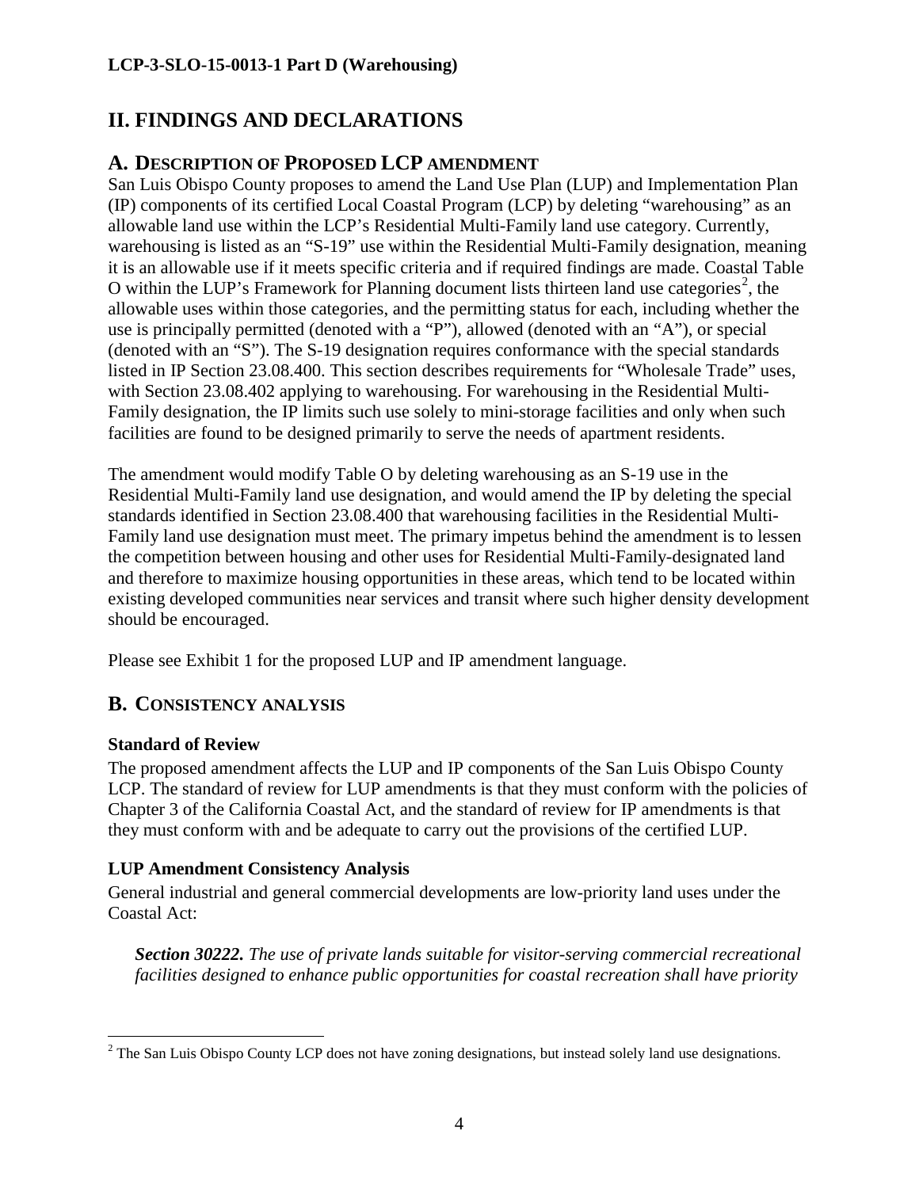# II. FINDINGS AND DECLARATIONS

## A. DESCRIPTION OF PROPOSED LCP AMENDMENT

San Luis Obispo County proposes to amend the Land Use Plan (LUP) and Implementation Plan (IP) components of its certified Local Coastal Program (LCP) by deleting "warehousing" as an allowable land use within the LCP's Residential Multi-Family land use category. Currently, warehousing is listed as an "S-19" use within the Residential Multi-Family designation, meaning it is an allowable use if it meets specific criteria and if required findings are made. Coastal Table O within the LUP's Framework for Planning document lists thirteen land use categories[2], the allowable uses within those categories, and the permitting status for each, including whether the use is principally permitted (denoted with a "P"), allowed (denoted with an "A"), or special (denoted with an "S"). The S-19 designation requires conformance with the special standards listed in IP Section 23.08.400. This section describes requirements for "Wholesale Trade" uses, with Section 23.08.402 applying to warehousing. For warehousing in the Residential Multi-Family designation, the IP limits such use solely to mini-storage facilities and only when such facilities are found to be designed primarily to serve the needs of apartment residents.

The amendment would modify Table O by deleting warehousing as an S-19 use in the Residential Multi-Family land use designation, and would amend the IP by deleting the special standards identified in Section 23.08.400 that warehousing facilities in the Residential Multi-Family land use designation must meet. The primary impetus behind the amendment is to lessen the competition between housing and other uses for Residential Multi-Family-designated land and therefore to maximize housing opportunities in these areas, which tend to be located within existing developed communities near services and transit where such higher density development should be encouraged.

Please see Exhibit 1 for the proposed LUP and IP amendment language.

## B. CONSISTENCY ANALYSIS

### Standard of Review

The proposed amendment affects the LUP and IP components of the San Luis Obispo County LCP. The standard of review for LUP amendments is that they must conform with the policies of Chapter 3 of the California Coastal Act, and the standard of review for IP amendments is that they must conform with and be adequate to carry out the provisions of the certified LUP.

### LUP Amendment Consistency Analysis

General industrial and general commercial developments are low-priority land uses under the Coastal Act:

> ***Section 30222.*** *The use of private lands suitable for visitor-serving commercial recreational facilities designed to enhance public opportunities for coastal recreation shall have priority*

[2] The San Luis Obispo County LCP does not have zoning designations, but instead solely land use designations.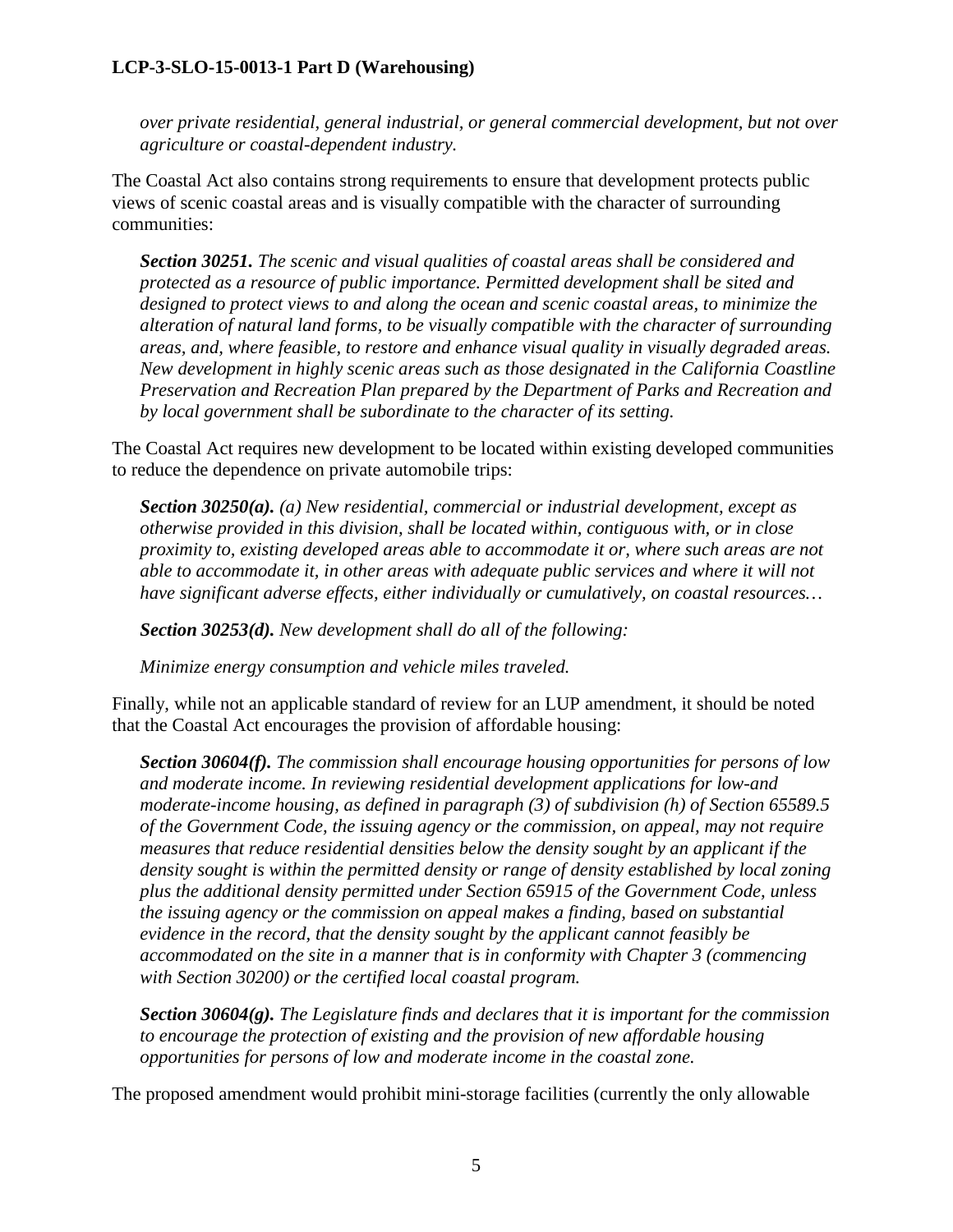*over private residential, general industrial, or general commercial development, but not over agriculture or coastal-dependent industry.*

The Coastal Act also contains strong requirements to ensure that development protects public views of scenic coastal areas and is visually compatible with the character of surrounding communities:

> ***Section 30251.*** *The scenic and visual qualities of coastal areas shall be considered and protected as a resource of public importance. Permitted development shall be sited and designed to protect views to and along the ocean and scenic coastal areas, to minimize the alteration of natural land forms, to be visually compatible with the character of surrounding areas, and, where feasible, to restore and enhance visual quality in visually degraded areas. New development in highly scenic areas such as those designated in the California Coastline Preservation and Recreation Plan prepared by the Department of Parks and Recreation and by local government shall be subordinate to the character of its setting.*

The Coastal Act requires new development to be located within existing developed communities to reduce the dependence on private automobile trips:

> ***Section 30250(a).*** *(a) New residential, commercial or industrial development, except as otherwise provided in this division, shall be located within, contiguous with, or in close proximity to, existing developed areas able to accommodate it or, where such areas are not able to accommodate it, in other areas with adequate public services and where it will not have significant adverse effects, either individually or cumulatively, on coastal resources…*
>
> ***Section 30253(d).*** *New development shall do all of the following:*
>
> *Minimize energy consumption and vehicle miles traveled.*

Finally, while not an applicable standard of review for an LUP amendment, it should be noted that the Coastal Act encourages the provision of affordable housing:

> ***Section 30604(f).*** *The commission shall encourage housing opportunities for persons of low and moderate income. In reviewing residential development applications for low-and moderate-income housing, as defined in paragraph (3) of subdivision (h) of Section 65589.5 of the Government Code, the issuing agency or the commission, on appeal, may not require measures that reduce residential densities below the density sought by an applicant if the density sought is within the permitted density or range of density established by local zoning plus the additional density permitted under Section 65915 of the Government Code, unless the issuing agency or the commission on appeal makes a finding, based on substantial evidence in the record, that the density sought by the applicant cannot feasibly be accommodated on the site in a manner that is in conformity with Chapter 3 (commencing with Section 30200) or the certified local coastal program.*
>
> ***Section 30604(g).*** *The Legislature finds and declares that it is important for the commission to encourage the protection of existing and the provision of new affordable housing opportunities for persons of low and moderate income in the coastal zone.*

The proposed amendment would prohibit mini-storage facilities (currently the only allowable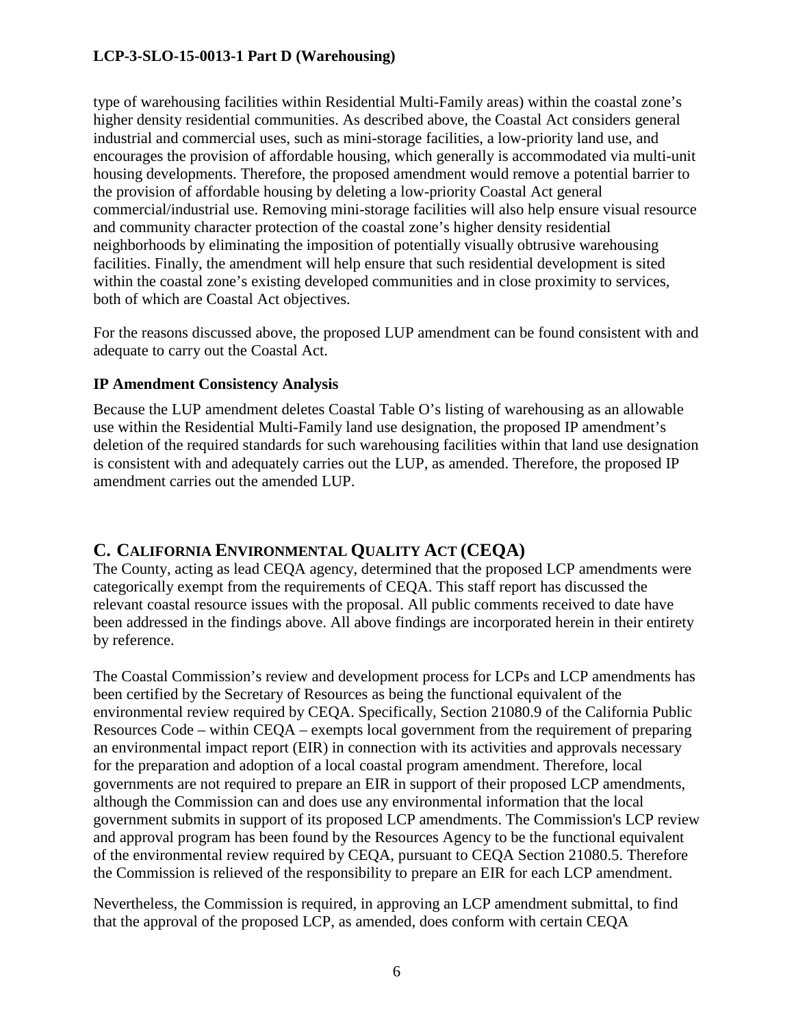type of warehousing facilities within Residential Multi-Family areas) within the coastal zone's higher density residential communities. As described above, the Coastal Act considers general industrial and commercial uses, such as mini-storage facilities, a low-priority land use, and encourages the provision of affordable housing, which generally is accommodated via multi-unit housing developments. Therefore, the proposed amendment would remove a potential barrier to the provision of affordable housing by deleting a low-priority Coastal Act general commercial/industrial use. Removing mini-storage facilities will also help ensure visual resource and community character protection of the coastal zone's higher density residential neighborhoods by eliminating the imposition of potentially visually obtrusive warehousing facilities. Finally, the amendment will help ensure that such residential development is sited within the coastal zone's existing developed communities and in close proximity to services, both of which are Coastal Act objectives.

For the reasons discussed above, the proposed LUP amendment can be found consistent with and adequate to carry out the Coastal Act.

### IP Amendment Consistency Analysis

Because the LUP amendment deletes Coastal Table O's listing of warehousing as an allowable use within the Residential Multi-Family land use designation, the proposed IP amendment's deletion of the required standards for such warehousing facilities within that land use designation is consistent with and adequately carries out the LUP, as amended. Therefore, the proposed IP amendment carries out the amended LUP.

## C. California Environmental Quality Act (CEQA)

The County, acting as lead CEQA agency, determined that the proposed LCP amendments were categorically exempt from the requirements of CEQA. This staff report has discussed the relevant coastal resource issues with the proposal. All public comments received to date have been addressed in the findings above. All above findings are incorporated herein in their entirety by reference.

The Coastal Commission's review and development process for LCPs and LCP amendments has been certified by the Secretary of Resources as being the functional equivalent of the environmental review required by CEQA. Specifically, Section 21080.9 of the California Public Resources Code – within CEQA – exempts local government from the requirement of preparing an environmental impact report (EIR) in connection with its activities and approvals necessary for the preparation and adoption of a local coastal program amendment. Therefore, local governments are not required to prepare an EIR in support of their proposed LCP amendments, although the Commission can and does use any environmental information that the local government submits in support of its proposed LCP amendments. The Commission's LCP review and approval program has been found by the Resources Agency to be the functional equivalent of the environmental review required by CEQA, pursuant to CEQA Section 21080.5. Therefore the Commission is relieved of the responsibility to prepare an EIR for each LCP amendment.

Nevertheless, the Commission is required, in approving an LCP amendment submittal, to find that the approval of the proposed LCP, as amended, does conform with certain CEQA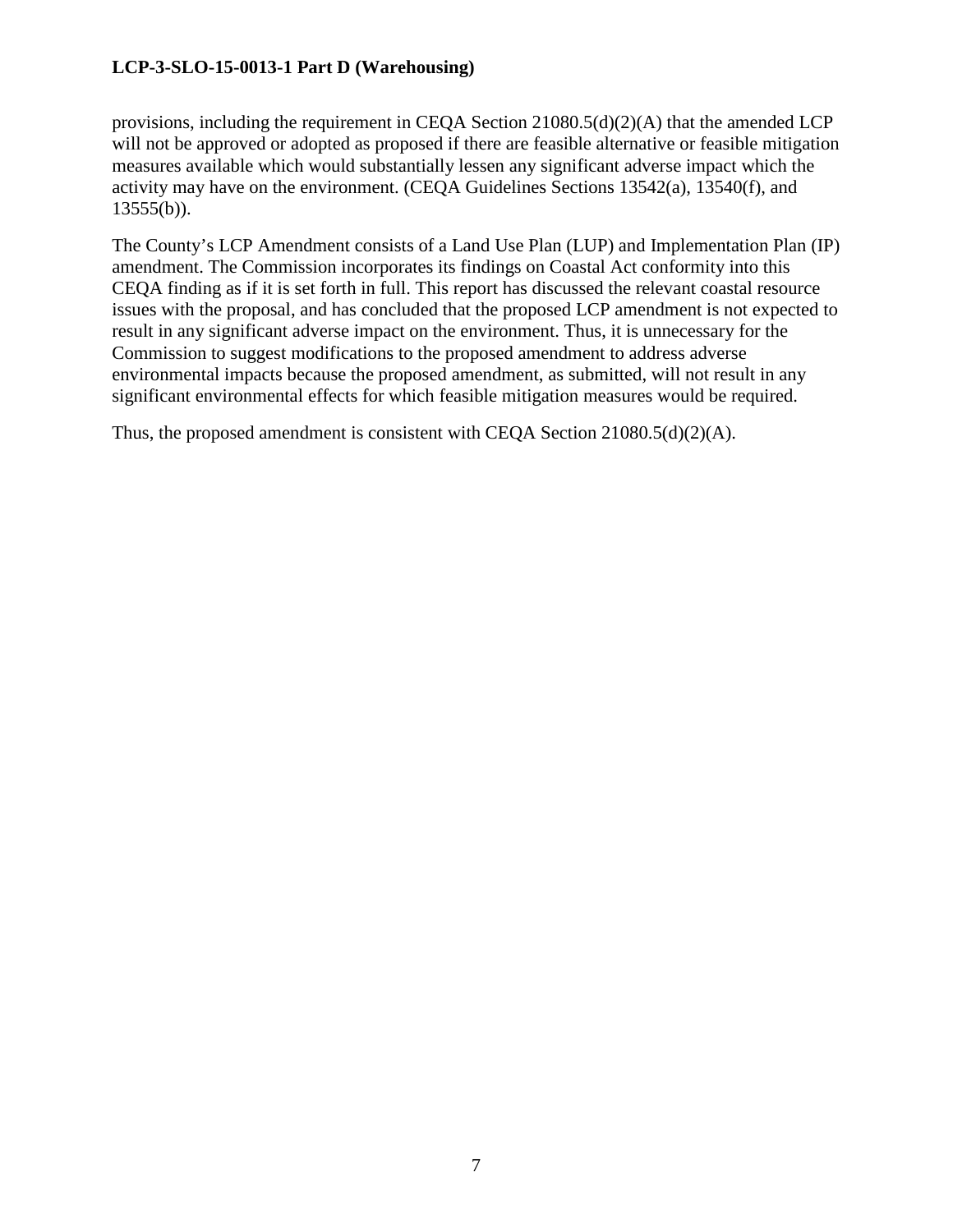provisions, including the requirement in CEQA Section 21080.5(d)(2)(A) that the amended LCP will not be approved or adopted as proposed if there are feasible alternative or feasible mitigation measures available which would substantially lessen any significant adverse impact which the activity may have on the environment. (CEQA Guidelines Sections 13542(a), 13540(f), and 13555(b)).

The County's LCP Amendment consists of a Land Use Plan (LUP) and Implementation Plan (IP) amendment. The Commission incorporates its findings on Coastal Act conformity into this CEQA finding as if it is set forth in full. This report has discussed the relevant coastal resource issues with the proposal, and has concluded that the proposed LCP amendment is not expected to result in any significant adverse impact on the environment. Thus, it is unnecessary for the Commission to suggest modifications to the proposed amendment to address adverse environmental impacts because the proposed amendment, as submitted, will not result in any significant environmental effects for which feasible mitigation measures would be required.

Thus, the proposed amendment is consistent with CEQA Section 21080.5(d)(2)(A).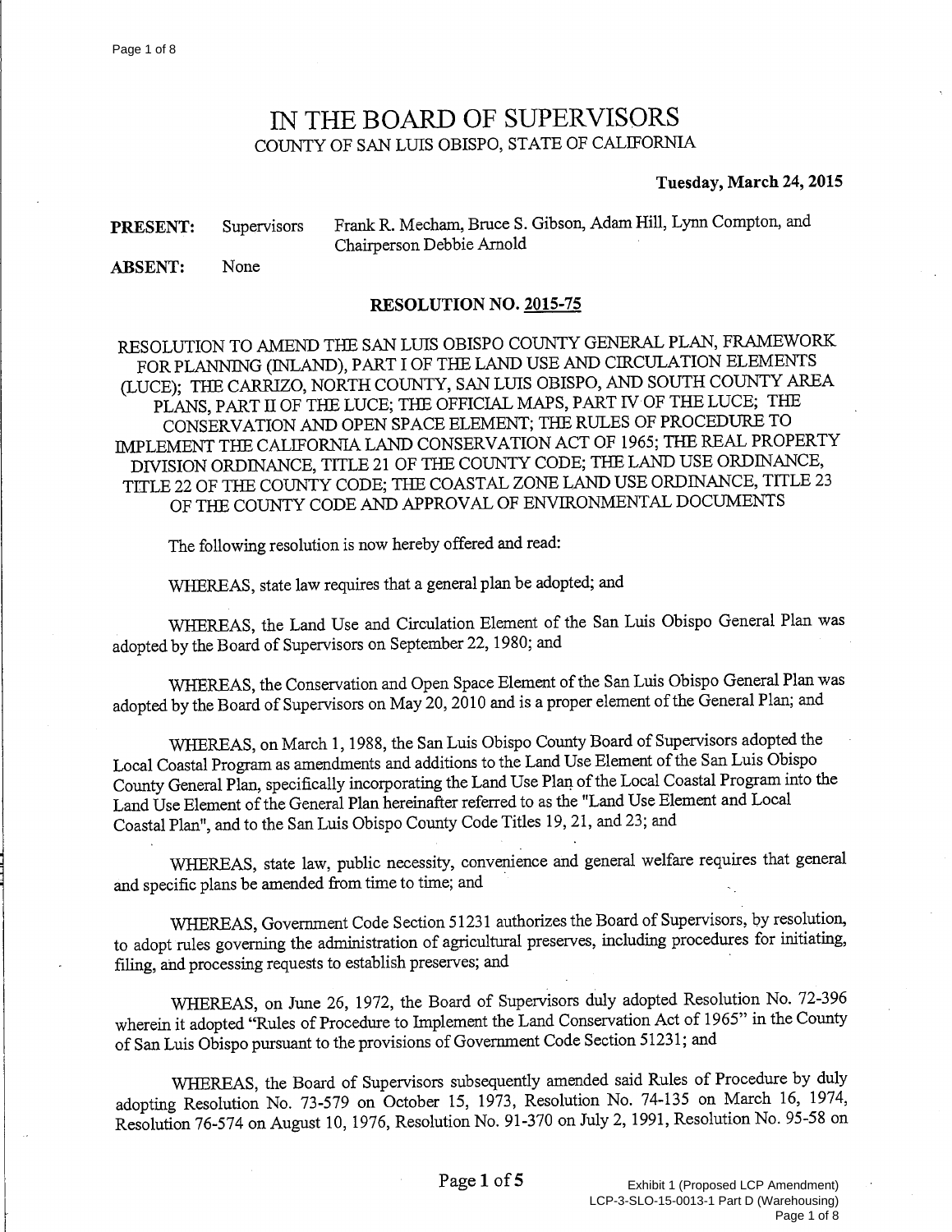# IN THE BOARD OF SUPERVISORS

COUNTY OF SAN LUIS OBISPO, STATE OF CALIFORNIA

**Tuesday, March 24, 2015**

**PRESENT:** Supervisors Frank R. Mecham, Bruce S. Gibson, Adam Hill, Lynn Compton, and Chairperson Debbie Arnold

**ABSENT:** None

**RESOLUTION NO. 2015-75**

RESOLUTION TO AMEND THE SAN LUIS OBISPO COUNTY GENERAL PLAN, FRAMEWORK FOR PLANNING (INLAND), PART I OF THE LAND USE AND CIRCULATION ELEMENTS (LUCE); THE CARRIZO, NORTH COUNTY, SAN LUIS OBISPO, AND SOUTH COUNTY AREA PLANS, PART II OF THE LUCE; THE OFFICIAL MAPS, PART IV OF THE LUCE; THE CONSERVATION AND OPEN SPACE ELEMENT; THE RULES OF PROCEDURE TO IMPLEMENT THE CALIFORNIA LAND CONSERVATION ACT OF 1965; THE REAL PROPERTY DIVISION ORDINANCE, TITLE 21 OF THE COUNTY CODE; THE LAND USE ORDINANCE, TITLE 22 OF THE COUNTY CODE; THE COASTAL ZONE LAND USE ORDINANCE, TITLE 23 OF THE COUNTY CODE AND APPROVAL OF ENVIRONMENTAL DOCUMENTS

The following resolution is now hereby offered and read:

WHEREAS, state law requires that a general plan be adopted; and

WHEREAS, the Land Use and Circulation Element of the San Luis Obispo General Plan was adopted by the Board of Supervisors on September 22, 1980; and

WHEREAS, the Conservation and Open Space Element of the San Luis Obispo General Plan was adopted by the Board of Supervisors on May 20, 2010 and is a proper element of the General Plan; and

WHEREAS, on March 1, 1988, the San Luis Obispo County Board of Supervisors adopted the Local Coastal Program as amendments and additions to the Land Use Element of the San Luis Obispo County General Plan, specifically incorporating the Land Use Plan of the Local Coastal Program into the Land Use Element of the General Plan hereinafter referred to as the "Land Use Element and Local Coastal Plan", and to the San Luis Obispo County Code Titles 19, 21, and 23; and

WHEREAS, state law, public necessity, convenience and general welfare requires that general and specific plans be amended from time to time; and

WHEREAS, Government Code Section 51231 authorizes the Board of Supervisors, by resolution, to adopt rules governing the administration of agricultural preserves, including procedures for initiating, filing, and processing requests to establish preserves; and

WHEREAS, on June 26, 1972, the Board of Supervisors duly adopted Resolution No. 72-396 wherein it adopted "Rules of Procedure to Implement the Land Conservation Act of 1965" in the County of San Luis Obispo pursuant to the provisions of Government Code Section 51231; and

WHEREAS, the Board of Supervisors subsequently amended said Rules of Procedure by duly adopting Resolution No. 73-579 on October 15, 1973, Resolution No. 74-135 on March 16, 1974, Resolution 76-574 on August 10, 1976, Resolution No. 91-370 on July 2, 1991, Resolution No. 95-58 on

Exhibit 1 (Proposed LCP Amendment)
LCP-3-SLO-15-0013-1 Part D (Warehousing)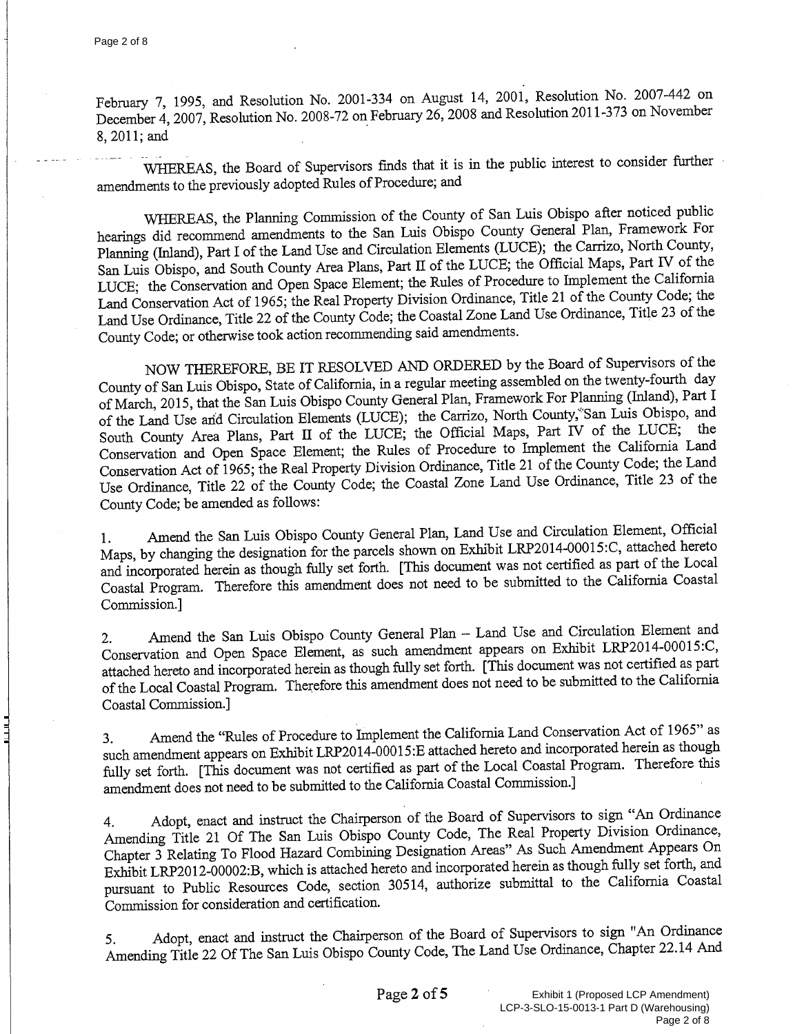February 7, 1995, and Resolution No. 2001-334 on August 14, 2001, Resolution No. 2007-442 on December 4, 2007, Resolution No. 2008-72 on February 26, 2008 and Resolution 2011-373 on November 8, 2011; and

WHEREAS, the Board of Supervisors finds that it is in the public interest to consider further amendments to the previously adopted Rules of Procedure; and

WHEREAS, the Planning Commission of the County of San Luis Obispo after noticed public hearings did recommend amendments to the San Luis Obispo County General Plan, Framework For Planning (Inland), Part I of the Land Use and Circulation Elements (LUCE); the Carrizo, North County, San Luis Obispo, and South County Area Plans, Part II of the LUCE; the Official Maps, Part IV of the LUCE; the Conservation and Open Space Element; the Rules of Procedure to Implement the California Land Conservation Act of 1965; the Real Property Division Ordinance, Title 21 of the County Code; the Land Use Ordinance, Title 22 of the County Code; the Coastal Zone Land Use Ordinance, Title 23 of the County Code; or otherwise took action recommending said amendments.

NOW THEREFORE, BE IT RESOLVED AND ORDERED by the Board of Supervisors of the County of San Luis Obispo, State of California, in a regular meeting assembled on the twenty-fourth day of March, 2015, that the San Luis Obispo County General Plan, Framework For Planning (Inland), Part I of the Land Use and Circulation Elements (LUCE); the Carrizo, North County, San Luis Obispo, and South County Area Plans, Part II of the LUCE; the Official Maps, Part IV of the LUCE; the Conservation and Open Space Element; the Rules of Procedure to Implement the California Land Conservation Act of 1965; the Real Property Division Ordinance, Title 21 of the County Code; the Land Use Ordinance, Title 22 of the County Code; the Coastal Zone Land Use Ordinance, Title 23 of the County Code; be amended as follows:

1. Amend the San Luis Obispo County General Plan, Land Use and Circulation Element, Official Maps, by changing the designation for the parcels shown on Exhibit LRP2014-00015:C, attached hereto and incorporated herein as though fully set forth. [This document was not certified as part of the Local Coastal Program. Therefore this amendment does not need to be submitted to the California Coastal Commission.]

2. Amend the San Luis Obispo County General Plan – Land Use and Circulation Element and Conservation and Open Space Element, as such amendment appears on Exhibit LRP2014-00015:C, attached hereto and incorporated herein as though fully set forth. [This document was not certified as part of the Local Coastal Program. Therefore this amendment does not need to be submitted to the California Coastal Commission.]

3. Amend the "Rules of Procedure to Implement the California Land Conservation Act of 1965" as such amendment appears on Exhibit LRP2014-00015:E attached hereto and incorporated herein as though fully set forth. [This document was not certified as part of the Local Coastal Program. Therefore this amendment does not need to be submitted to the California Coastal Commission.]

4. Adopt, enact and instruct the Chairperson of the Board of Supervisors to sign "An Ordinance Amending Title 21 Of The San Luis Obispo County Code, The Real Property Division Ordinance, Chapter 3 Relating To Flood Hazard Combining Designation Areas" As Such Amendment Appears On Exhibit LRP2012-00002:B, which is attached hereto and incorporated herein as though fully set forth, and pursuant to Public Resources Code, section 30514, authorize submittal to the California Coastal Commission for consideration and certification.

5. Adopt, enact and instruct the Chairperson of the Board of Supervisors to sign "An Ordinance Amending Title 22 Of The San Luis Obispo County Code, The Land Use Ordinance, Chapter 22.14 And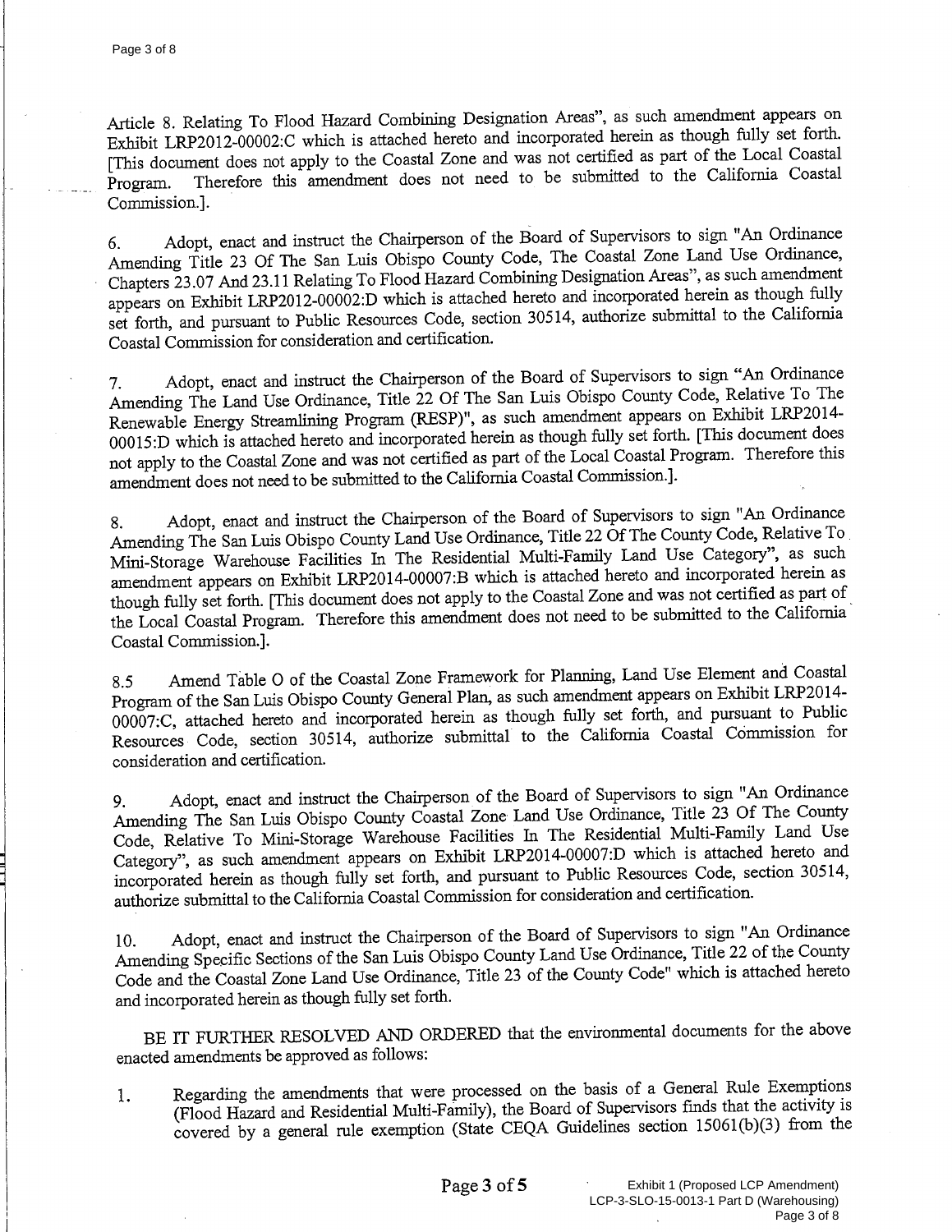Article 8. Relating To Flood Hazard Combining Designation Areas", as such amendment appears on Exhibit LRP2012-00002:C which is attached hereto and incorporated herein as though fully set forth. [This document does not apply to the Coastal Zone and was not certified as part of the Local Coastal Program. Therefore this amendment does not need to be submitted to the California Coastal Commission.].

6. Adopt, enact and instruct the Chairperson of the Board of Supervisors to sign "An Ordinance Amending Title 23 Of The San Luis Obispo County Code, The Coastal Zone Land Use Ordinance, Chapters 23.07 And 23.11 Relating To Flood Hazard Combining Designation Areas", as such amendment appears on Exhibit LRP2012-00002:D which is attached hereto and incorporated herein as though fully set forth, and pursuant to Public Resources Code, section 30514, authorize submittal to the California Coastal Commission for consideration and certification.

7. Adopt, enact and instruct the Chairperson of the Board of Supervisors to sign "An Ordinance Amending The Land Use Ordinance, Title 22 Of The San Luis Obispo County Code, Relative To The Renewable Energy Streamlining Program (RESP)", as such amendment appears on Exhibit LRP2014-00015:D which is attached hereto and incorporated herein as though fully set forth. [This document does not apply to the Coastal Zone and was not certified as part of the Local Coastal Program. Therefore this amendment does not need to be submitted to the California Coastal Commission.].

8. Adopt, enact and instruct the Chairperson of the Board of Supervisors to sign "An Ordinance Amending The San Luis Obispo County Land Use Ordinance, Title 22 Of The County Code, Relative To Mini-Storage Warehouse Facilities In The Residential Multi-Family Land Use Category", as such amendment appears on Exhibit LRP2014-00007:B which is attached hereto and incorporated herein as though fully set forth. [This document does not apply to the Coastal Zone and was not certified as part of the Local Coastal Program. Therefore this amendment does not need to be submitted to the California Coastal Commission.].

8.5 Amend Table O of the Coastal Zone Framework for Planning, Land Use Element and Coastal Program of the San Luis Obispo County General Plan, as such amendment appears on Exhibit LRP2014-00007:C, attached hereto and incorporated herein as though fully set forth, and pursuant to Public Resources Code, section 30514, authorize submittal to the California Coastal Commission for consideration and certification.

9. Adopt, enact and instruct the Chairperson of the Board of Supervisors to sign "An Ordinance Amending The San Luis Obispo County Coastal Zone Land Use Ordinance, Title 23 Of The County Code, Relative To Mini-Storage Warehouse Facilities In The Residential Multi-Family Land Use Category", as such amendment appears on Exhibit LRP2014-00007:D which is attached hereto and incorporated herein as though fully set forth, and pursuant to Public Resources Code, section 30514, authorize submittal to the California Coastal Commission for consideration and certification.

10. Adopt, enact and instruct the Chairperson of the Board of Supervisors to sign "An Ordinance Amending Specific Sections of the San Luis Obispo County Land Use Ordinance, Title 22 of the County Code and the Coastal Zone Land Use Ordinance, Title 23 of the County Code" which is attached hereto and incorporated herein as though fully set forth.

BE IT FURTHER RESOLVED AND ORDERED that the environmental documents for the above enacted amendments be approved as follows:

1. Regarding the amendments that were processed on the basis of a General Rule Exemptions (Flood Hazard and Residential Multi-Family), the Board of Supervisors finds that the activity is covered by a general rule exemption (State CEQA Guidelines section 15061(b)(3) from the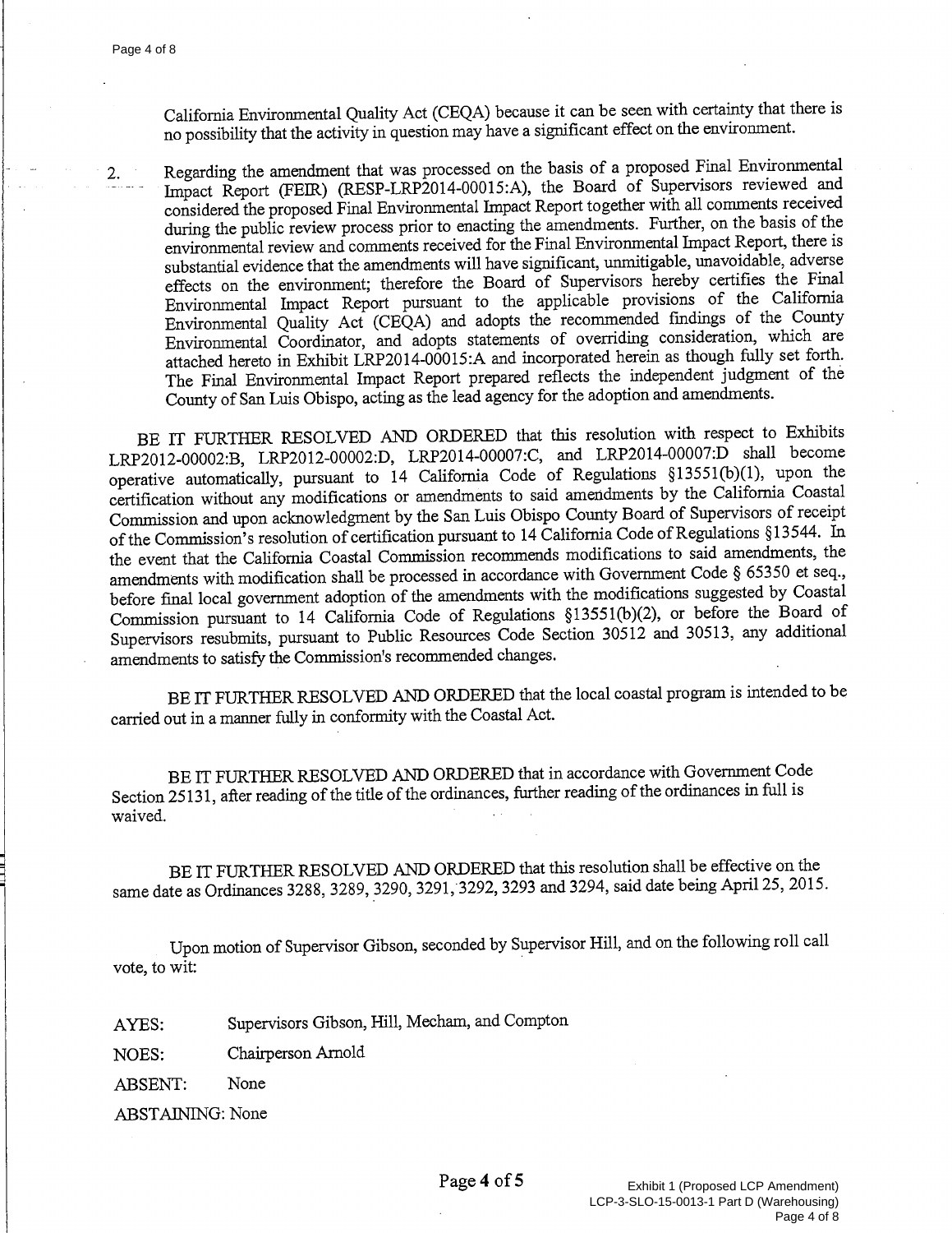California Environmental Quality Act (CEQA) because it can be seen with certainty that there is no possibility that the activity in question may have a significant effect on the environment.

2. Regarding the amendment that was processed on the basis of a proposed Final Environmental Impact Report (FEIR) (RESP-LRP2014-00015:A), the Board of Supervisors reviewed and considered the proposed Final Environmental Impact Report together with all comments received during the public review process prior to enacting the amendments. Further, on the basis of the environmental review and comments received for the Final Environmental Impact Report, there is substantial evidence that the amendments will have significant, unmitigable, unavoidable, adverse effects on the environment; therefore the Board of Supervisors hereby certifies the Final Environmental Impact Report pursuant to the applicable provisions of the California Environmental Quality Act (CEQA) and adopts the recommended findings of the County Environmental Coordinator, and adopts statements of overriding consideration, which are attached hereto in Exhibit LRP2014-00015:A and incorporated herein as though fully set forth. The Final Environmental Impact Report prepared reflects the independent judgment of the County of San Luis Obispo, acting as the lead agency for the adoption and amendments.

BE IT FURTHER RESOLVED AND ORDERED that this resolution with respect to Exhibits LRP2012-00002:B, LRP2012-00002:D, LRP2014-00007:C, and LRP2014-00007:D shall become operative automatically, pursuant to 14 California Code of Regulations §13551(b)(1), upon the certification without any modifications or amendments to said amendments by the California Coastal Commission and upon acknowledgment by the San Luis Obispo County Board of Supervisors of receipt of the Commission's resolution of certification pursuant to 14 California Code of Regulations §13544. In the event that the California Coastal Commission recommends modifications to said amendments, the amendments with modification shall be processed in accordance with Government Code § 65350 et seq., before final local government adoption of the amendments with the modifications suggested by Coastal Commission pursuant to 14 California Code of Regulations §13551(b)(2), or before the Board of Supervisors resubmits, pursuant to Public Resources Code Section 30512 and 30513, any additional amendments to satisfy the Commission's recommended changes.

BE IT FURTHER RESOLVED AND ORDERED that the local coastal program is intended to be carried out in a manner fully in conformity with the Coastal Act.

BE IT FURTHER RESOLVED AND ORDERED that in accordance with Government Code Section 25131, after reading of the title of the ordinances, further reading of the ordinances in full is waived.

BE IT FURTHER RESOLVED AND ORDERED that this resolution shall be effective on the same date as Ordinances 3288, 3289, 3290, 3291, 3292, 3293 and 3294, said date being April 25, 2015.

Upon motion of Supervisor Gibson, seconded by Supervisor Hill, and on the following roll call vote, to wit:

AYES: Supervisors Gibson, Hill, Mecham, and Compton

NOES: Chairperson Arnold

ABSENT: None

ABSTAINING: None

Exhibit 1 (Proposed LCP Amendment)
LCP-3-SLO-15-0013-1 Part D (Warehousing)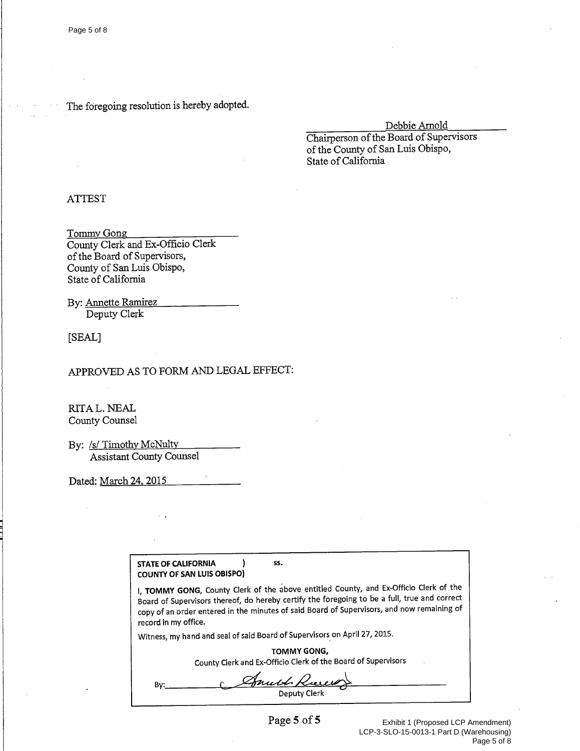The foregoing resolution is hereby adopted.

Debbie Arnold
Chairperson of the Board of Supervisors
of the County of San Luis Obispo,
State of California

ATTEST

Tommy Gong
County Clerk and Ex-Officio Clerk
of the Board of Supervisors,
County of San Luis Obispo,
State of California

By: Annette Ramirez
Deputy Clerk

[SEAL]

APPROVED AS TO FORM AND LEGAL EFFECT:

RITA L. NEAL
County Counsel

By: /s/ Timothy McNulty
Assistant County Counsel

Dated: March 24, 2015

**STATE OF CALIFORNIA ) ss.**
**COUNTY OF SAN LUIS OBISPO)**

I, **TOMMY GONG**, County Clerk of the above entitled County, and Ex-Officio Clerk of the Board of Supervisors thereof, do hereby certify the foregoing to be a full, true and correct copy of an order entered in the minutes of said Board of Supervisors, and now remaining of record in my office.

Witness, my hand and seal of said Board of Supervisors on April 27, 2015.

**TOMMY GONG,**
County Clerk and Ex-Officio Clerk of the Board of Supervisors

By: Annette Ramirez
Deputy Clerk

Exhibit 1 (Proposed LCP Amendment)
LCP-3-SLO-15-0013-1 Part D (Warehousing)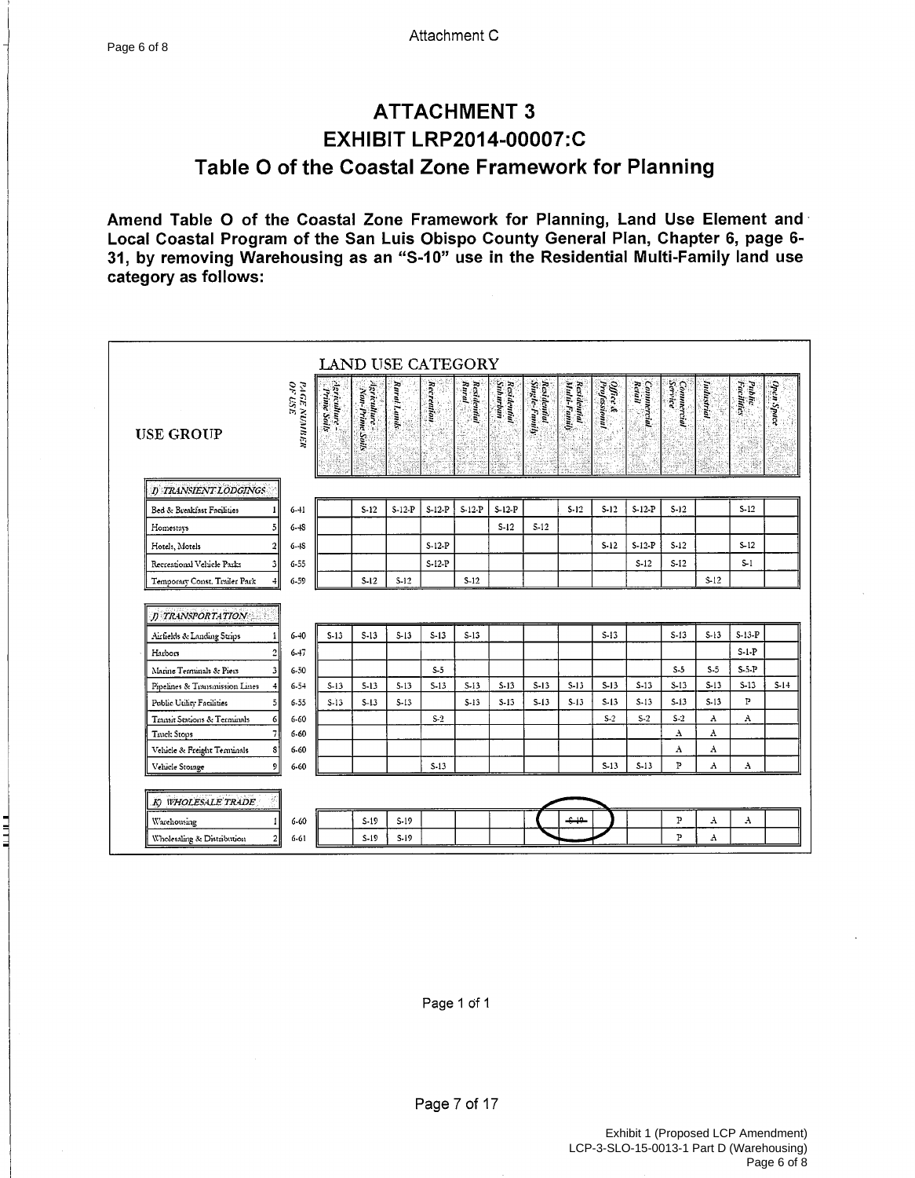Attachment C

# ATTACHMENT 3

## EXHIBIT LRP2014-00007:C

## Table O of the Coastal Zone Framework for Planning

**Amend Table O of the Coastal Zone Framework for Planning, Land Use Element and Local Coastal Program of the San Luis Obispo County General Plan, Chapter 6, page 6-31, by removing Warehousing as an "S-10" use in the Residential Multi-Family land use category as follows:**

| USE GROUP | | PAGE NUMBER OF USE | LAND USE CATEGORY | | | | | | | | | | | | | |
|---|---|---|---|---|---|---|---|---|---|---|---|---|---|---|---|---|
| | | | Agriculture - Prime Soils | Agriculture - Non-Prime Soils | Rural Lands | Recreation | Residential Rural | Residential Suburban | Residential Single-Family | Residential Multi-Family | Office & Professional | Commercial Retail | Commercial Service | Industrial | Public Facilities | Open Space |
| **I) TRANSIENT LODGINGS** | | | | | | | | | | | | | | | | |
| Bed & Breakfast Facilities | 1 | 6-41 | | S-12 | S-12-P | S-12-P | S-12-P | S-12-P | | S-12 | S-12 | S-12-P | S-12 | | S-12 | |
| Homestays | 5 | 6-48 | | | | | | S-12 | S-12 | | | | | | | |
| Hotels, Motels | 2 | 6-48 | | | | S-12-P | | | | | S-12 | S-12-P | S-12 | | S-12 | |
| Recreational Vehicle Parks | 3 | 6-55 | | | | S-12-P | | | | | | S-12 | S-12 | | S-1 | |
| Temporary Const. Trailer Park | 4 | 6-59 | | S-12 | S-12 | | S-12 | | | | | | | S-12 | | |
| **J) TRANSPORTATION** | | | | | | | | | | | | | | | | |
| Airfields & Landing Strips | 1 | 6-40 | S-13 | S-13 | S-13 | S-13 | S-13 | | | | S-13 | | S-13 | S-13 | S-13-P | |
| Harbors | 2 | 6-47 | | | | | | | | | | | | | S-1-P | |
| Marine Terminals & Piers | 3 | 6-50 | | | | S-5 | | | | | | | S-5 | S-5 | S-5-P | |
| Pipelines & Transmission Lines | 4 | 6-54 | S-13 | S-13 | S-13 | S-13 | S-13 | S-13 | S-13 | S-13 | S-13 | S-13 | S-13 | S-13 | S-13 | S-14 |
| Public Utility Facilities | 5 | 6-55 | S-13 | S-13 | S-13 | | S-13 | S-13 | S-13 | S-13 | S-13 | S-13 | S-13 | S-13 | P | |
| Transit Stations & Terminals | 6 | 6-60 | | | | S-2 | | | | | S-2 | S-2 | S-2 | A | A | |
| Truck Stops | 7 | 6-60 | | | | | | | | | | | A | A | | |
| Vehicle & Freight Terminals | 8 | 6-60 | | | | | | | | | | | A | A | | |
| Vehicle Storage | 9 | 6-60 | | | | S-13 | | | | | S-13 | S-13 | P | A | A | |
| **K) WHOLESALE TRADE** | | | | | | | | | | | | | | | | |
| Warehousing | 1 | 6-60 | | S-19 | S-19 | | | | | ~~S-10~~ | | | P | A | A | |
| Wholesaling & Distribution | 2 | 6-61 | | S-19 | S-19 | | | | | | | | P | A | | |

Page 1 of 1

Exhibit 1 (Proposed LCP Amendment)
LCP-3-SLO-15-0013-1 Part D (Warehousing)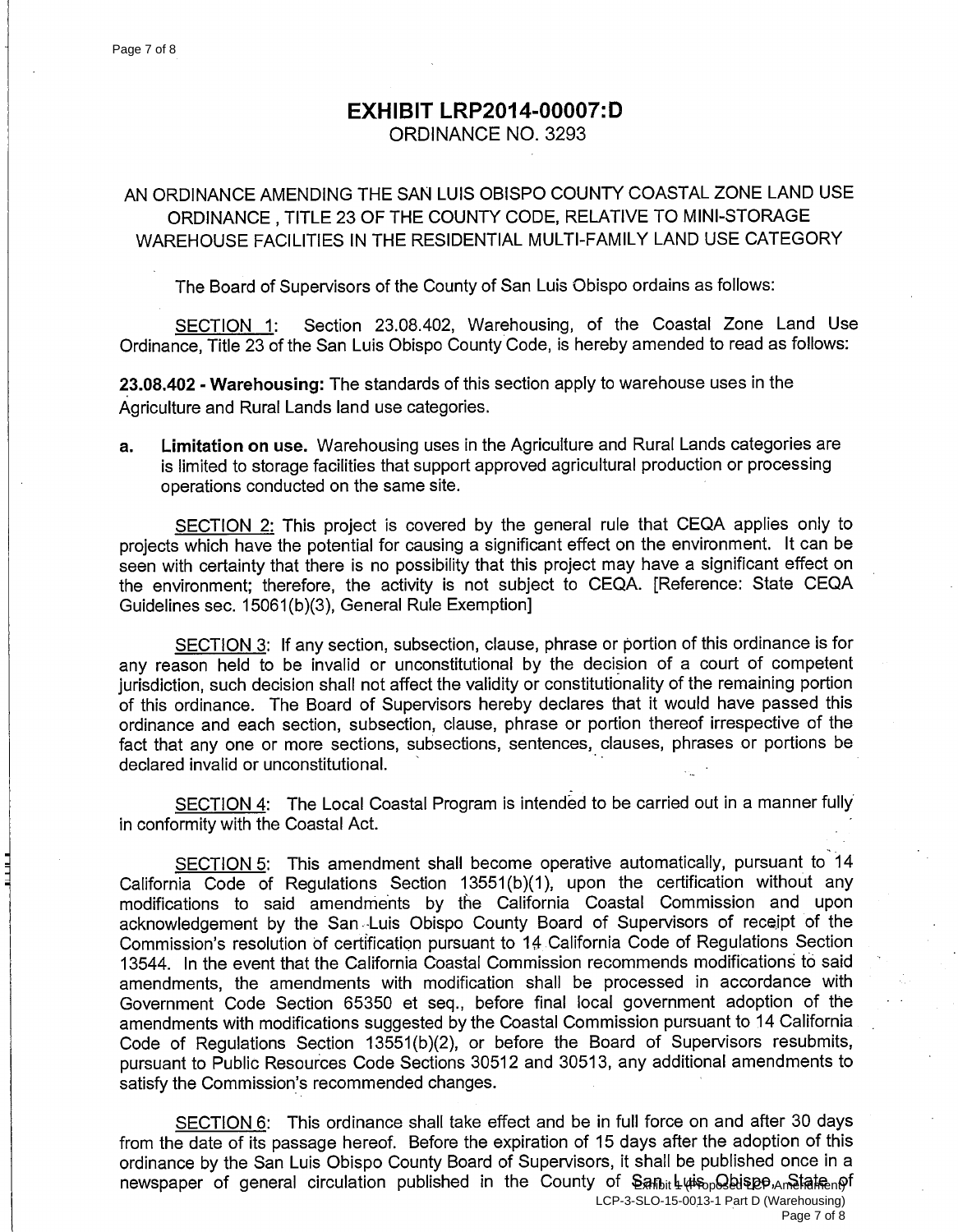# EXHIBIT LRP2014-00007:D

ORDINANCE NO. 3293

AN ORDINANCE AMENDING THE SAN LUIS OBISPO COUNTY COASTAL ZONE LAND USE ORDINANCE , TITLE 23 OF THE COUNTY CODE, RELATIVE TO MINI-STORAGE WAREHOUSE FACILITIES IN THE RESIDENTIAL MULTI-FAMILY LAND USE CATEGORY

The Board of Supervisors of the County of San Luis Obispo ordains as follows:

SECTION 1: Section 23.08.402, Warehousing, of the Coastal Zone Land Use Ordinance, Title 23 of the San Luis Obispo County Code, is hereby amended to read as follows:

**23.08.402 - Warehousing:** The standards of this section apply to warehouse uses in the Agriculture and Rural Lands land use categories.

**a. Limitation on use.** Warehousing uses in the Agriculture and Rural Lands categories are is limited to storage facilities that support approved agricultural production or processing operations conducted on the same site.

SECTION 2: This project is covered by the general rule that CEQA applies only to projects which have the potential for causing a significant effect on the environment. It can be seen with certainty that there is no possibility that this project may have a significant effect on the environment; therefore, the activity is not subject to CEQA. [Reference: State CEQA Guidelines sec. 15061(b)(3), General Rule Exemption]

SECTION 3: If any section, subsection, clause, phrase or portion of this ordinance is for any reason held to be invalid or unconstitutional by the decision of a court of competent jurisdiction, such decision shall not affect the validity or constitutionality of the remaining portion of this ordinance. The Board of Supervisors hereby declares that it would have passed this ordinance and each section, subsection, clause, phrase or portion thereof irrespective of the fact that any one or more sections, subsections, sentences, clauses, phrases or portions be declared invalid or unconstitutional.

SECTION 4: The Local Coastal Program is intended to be carried out in a manner fully in conformity with the Coastal Act.

SECTION 5: This amendment shall become operative automatically, pursuant to 14 California Code of Regulations Section 13551(b)(1), upon the certification without any modifications to said amendments by the California Coastal Commission and upon acknowledgement by the San Luis Obispo County Board of Supervisors of receipt of the Commission's resolution of certification pursuant to 14 California Code of Regulations Section 13544. In the event that the California Coastal Commission recommends modifications to said amendments, the amendments with modification shall be processed in accordance with Government Code Section 65350 et seq., before final local government adoption of the amendments with modifications suggested by the Coastal Commission pursuant to 14 California Code of Regulations Section 13551(b)(2), or before the Board of Supervisors resubmits, pursuant to Public Resources Code Sections 30512 and 30513, any additional amendments to satisfy the Commission's recommended changes.

SECTION 6: This ordinance shall take effect and be in full force on and after 30 days from the date of its passage hereof. Before the expiration of 15 days after the adoption of this ordinance by the San Luis Obispo County Board of Supervisors, it shall be published once in a newspaper of general circulation published in the County of San Luis Obispo, State of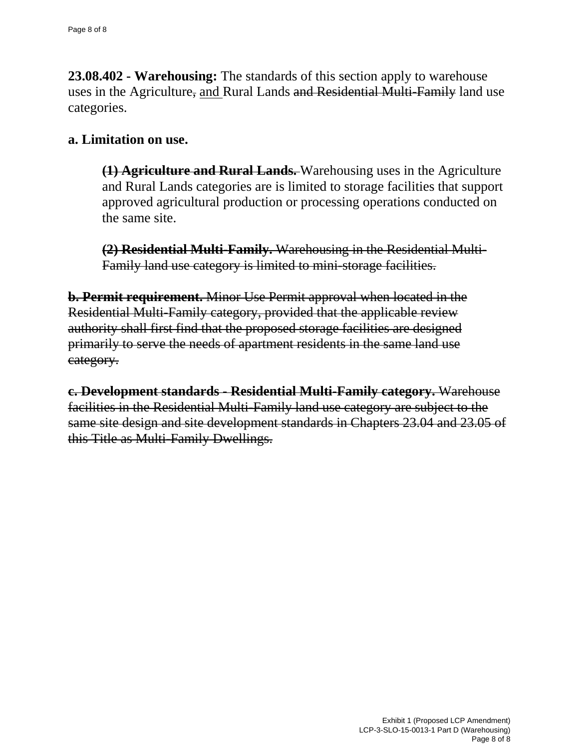**23.08.402 - Warehousing:** The standards of this section apply to warehouse uses in the Agriculture~~,~~ <u>and</u> Rural Lands ~~and Residential Multi-Family~~ land use categories.

**a. Limitation on use.**

> ~~**(1) Agriculture and Rural Lands.**~~ Warehousing uses in the Agriculture and Rural Lands categories are is limited to storage facilities that support approved agricultural production or processing operations conducted on the same site.
>
> ~~**(2) Residential Multi-Family.** Warehousing in the Residential Multi-Family land use category is limited to mini-storage facilities.~~

~~**b. Permit requirement.** Minor Use Permit approval when located in the Residential Multi-Family category, provided that the applicable review authority shall first find that the proposed storage facilities are designed primarily to serve the needs of apartment residents in the same land use category.~~

~~**c. Development standards - Residential Multi-Family category.** Warehouse facilities in the Residential Multi-Family land use category are subject to the same site design and site development standards in Chapters 23.04 and 23.05 of this Title as Multi-Family Dwellings.~~

Exhibit 1 (Proposed LCP Amendment)
LCP-3-SLO-15-0013-1 Part D (Warehousing)